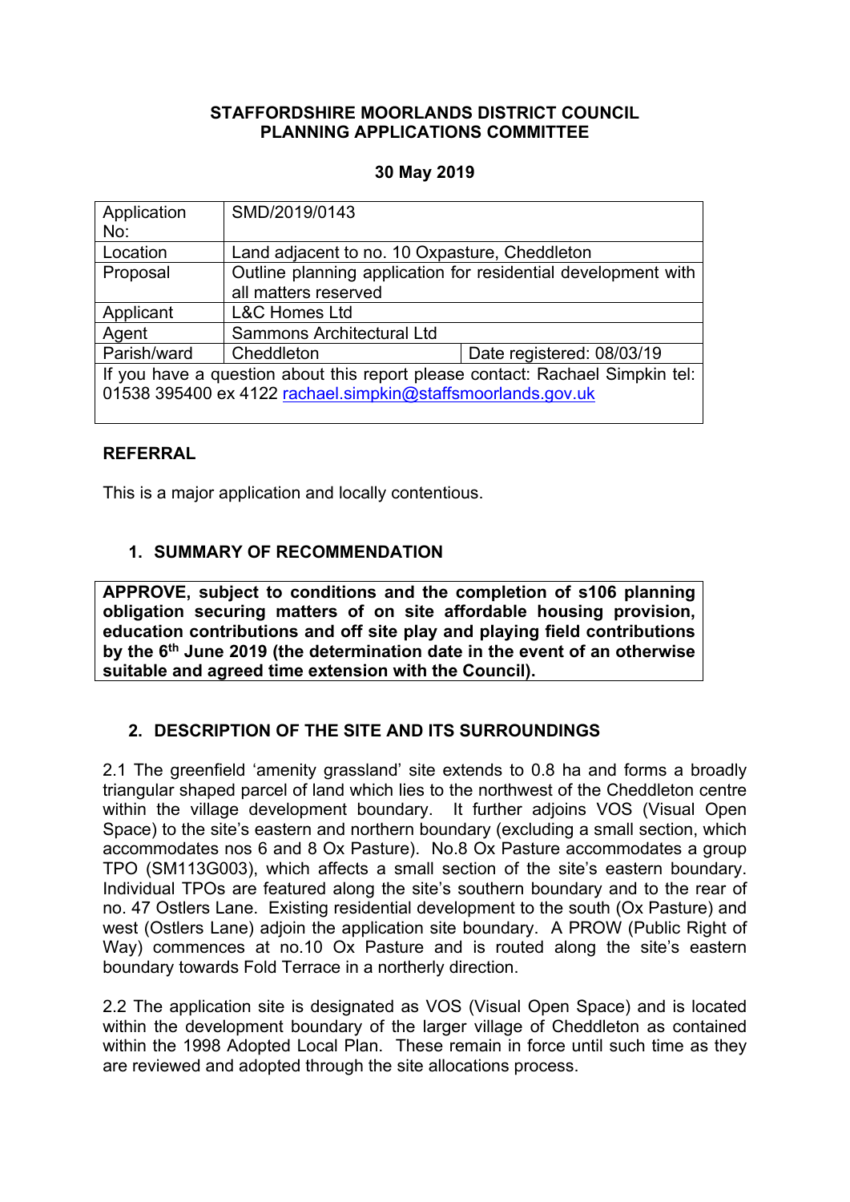**STAFFORDSHIRE MOORLANDS DISTRICT COUNCIL**
**PLANNING APPLICATIONS COMMITTEE**

**30 May 2019**

| Application No: | SMD/2019/0143 | |
|---|---|---|
| Location | Land adjacent to no. 10 Oxpasture, Cheddleton | |
| Proposal | Outline planning application for residential development with all matters reserved | |
| Applicant | L&C Homes Ltd | |
| Agent | Sammons Architectural Ltd | |
| Parish/ward | Cheddleton | Date registered: 08/03/19 |
| If you have a question about this report please contact: Rachael Simpkin tel: 01538 395400 ex 4122 rachael.simpkin@staffsmoorlands.gov.uk | | |

## REFERRAL

This is a major application and locally contentious.

## 1. SUMMARY OF RECOMMENDATION

**APPROVE, subject to conditions and the completion of s106 planning obligation securing matters of on site affordable housing provision, education contributions and off site play and playing field contributions by the 6th June 2019 (the determination date in the event of an otherwise suitable and agreed time extension with the Council).**

## 2. DESCRIPTION OF THE SITE AND ITS SURROUNDINGS

2.1 The greenfield 'amenity grassland' site extends to 0.8 ha and forms a broadly triangular shaped parcel of land which lies to the northwest of the Cheddleton centre within the village development boundary. It further adjoins VOS (Visual Open Space) to the site's eastern and northern boundary (excluding a small section, which accommodates nos 6 and 8 Ox Pasture). No.8 Ox Pasture accommodates a group TPO (SM113G003), which affects a small section of the site's eastern boundary. Individual TPOs are featured along the site's southern boundary and to the rear of no. 47 Ostlers Lane. Existing residential development to the south (Ox Pasture) and west (Ostlers Lane) adjoin the application site boundary. A PROW (Public Right of Way) commences at no.10 Ox Pasture and is routed along the site's eastern boundary towards Fold Terrace in a northerly direction.

2.2 The application site is designated as VOS (Visual Open Space) and is located within the development boundary of the larger village of Cheddleton as contained within the 1998 Adopted Local Plan. These remain in force until such time as they are reviewed and adopted through the site allocations process.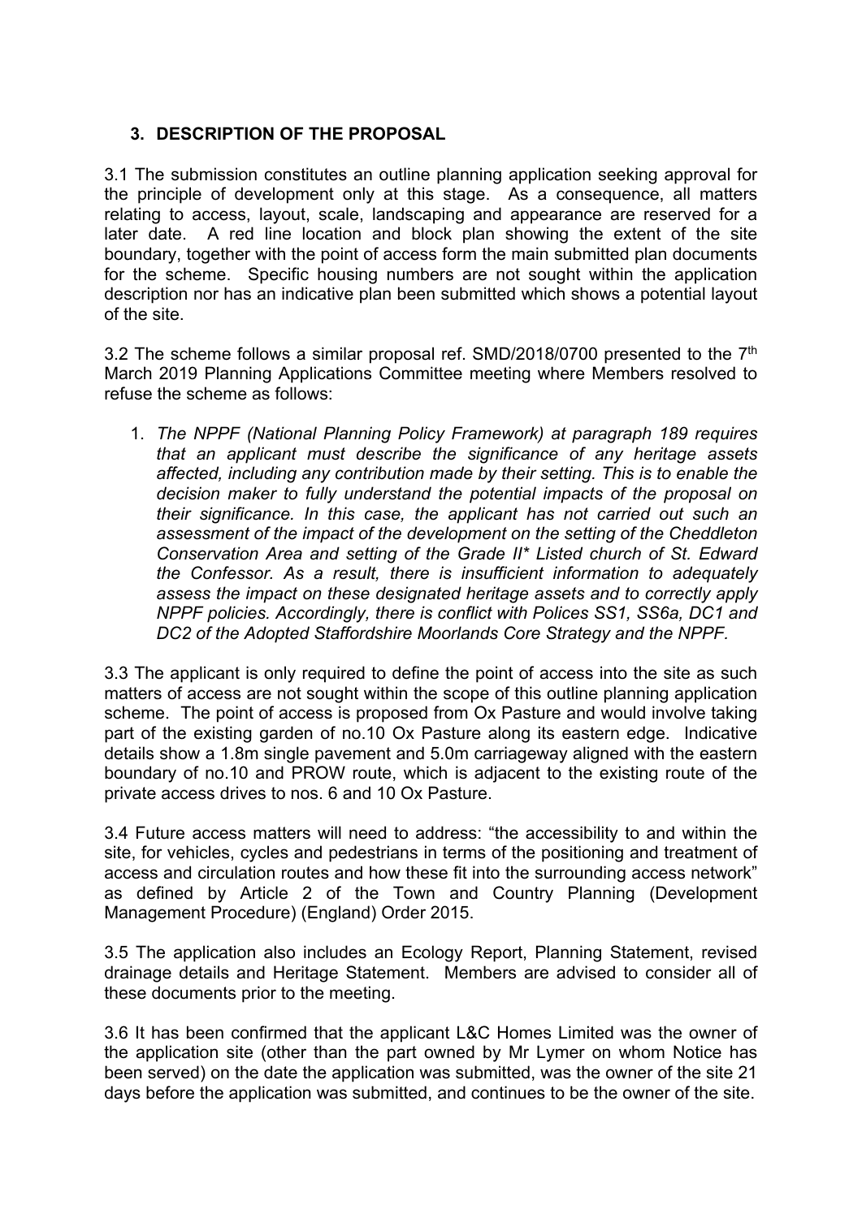## 3. DESCRIPTION OF THE PROPOSAL

3.1 The submission constitutes an outline planning application seeking approval for the principle of development only at this stage. As a consequence, all matters relating to access, layout, scale, landscaping and appearance are reserved for a later date. A red line location and block plan showing the extent of the site boundary, together with the point of access form the main submitted plan documents for the scheme. Specific housing numbers are not sought within the application description nor has an indicative plan been submitted which shows a potential layout of the site.

3.2 The scheme follows a similar proposal ref. SMD/2018/0700 presented to the 7th March 2019 Planning Applications Committee meeting where Members resolved to refuse the scheme as follows:

1. *The NPPF (National Planning Policy Framework) at paragraph 189 requires that an applicant must describe the significance of any heritage assets affected, including any contribution made by their setting. This is to enable the decision maker to fully understand the potential impacts of the proposal on their significance. In this case, the applicant has not carried out such an assessment of the impact of the development on the setting of the Cheddleton Conservation Area and setting of the Grade II* Listed church of St. Edward the Confessor. As a result, there is insufficient information to adequately assess the impact on these designated heritage assets and to correctly apply NPPF policies. Accordingly, there is conflict with Polices SS1, SS6a, DC1 and DC2 of the Adopted Staffordshire Moorlands Core Strategy and the NPPF.*

3.3 The applicant is only required to define the point of access into the site as such matters of access are not sought within the scope of this outline planning application scheme. The point of access is proposed from Ox Pasture and would involve taking part of the existing garden of no.10 Ox Pasture along its eastern edge. Indicative details show a 1.8m single pavement and 5.0m carriageway aligned with the eastern boundary of no.10 and PROW route, which is adjacent to the existing route of the private access drives to nos. 6 and 10 Ox Pasture.

3.4 Future access matters will need to address: "the accessibility to and within the site, for vehicles, cycles and pedestrians in terms of the positioning and treatment of access and circulation routes and how these fit into the surrounding access network" as defined by Article 2 of the Town and Country Planning (Development Management Procedure) (England) Order 2015.

3.5 The application also includes an Ecology Report, Planning Statement, revised drainage details and Heritage Statement. Members are advised to consider all of these documents prior to the meeting.

3.6 It has been confirmed that the applicant L&C Homes Limited was the owner of the application site (other than the part owned by Mr Lymer on whom Notice has been served) on the date the application was submitted, was the owner of the site 21 days before the application was submitted, and continues to be the owner of the site.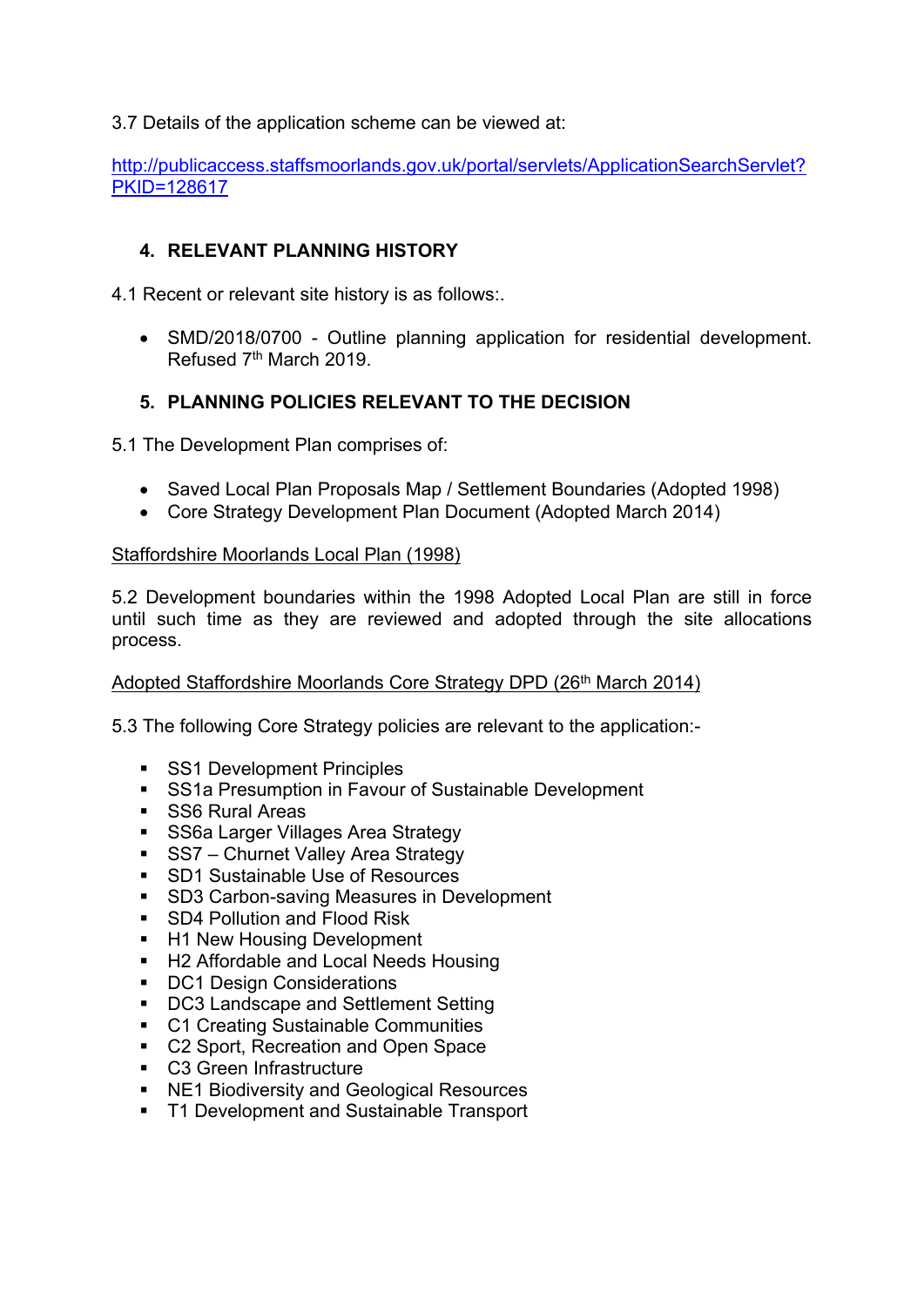3.7 Details of the application scheme can be viewed at:

[http://publicaccess.staffsmoorlands.gov.uk/portal/servlets/ApplicationSearchServlet?PKID=128617](http://publicaccess.staffsmoorlands.gov.uk/portal/servlets/ApplicationSearchServlet?PKID=128617)

## 4. RELEVANT PLANNING HISTORY

4.1 Recent or relevant site history is as follows:.

- SMD/2018/0700 - Outline planning application for residential development. Refused 7th March 2019.

## 5. PLANNING POLICIES RELEVANT TO THE DECISION

5.1 The Development Plan comprises of:

- Saved Local Plan Proposals Map / Settlement Boundaries (Adopted 1998)
- Core Strategy Development Plan Document (Adopted March 2014)

Staffordshire Moorlands Local Plan (1998)

5.2 Development boundaries within the 1998 Adopted Local Plan are still in force until such time as they are reviewed and adopted through the site allocations process.

Adopted Staffordshire Moorlands Core Strategy DPD (26th March 2014)

5.3 The following Core Strategy policies are relevant to the application:-

- SS1 Development Principles
- SS1a Presumption in Favour of Sustainable Development
- SS6 Rural Areas
- SS6a Larger Villages Area Strategy
- SS7 – Churnet Valley Area Strategy
- SD1 Sustainable Use of Resources
- SD3 Carbon-saving Measures in Development
- SD4 Pollution and Flood Risk
- H1 New Housing Development
- H2 Affordable and Local Needs Housing
- DC1 Design Considerations
- DC3 Landscape and Settlement Setting
- C1 Creating Sustainable Communities
- C2 Sport, Recreation and Open Space
- C3 Green Infrastructure
- NE1 Biodiversity and Geological Resources
- T1 Development and Sustainable Transport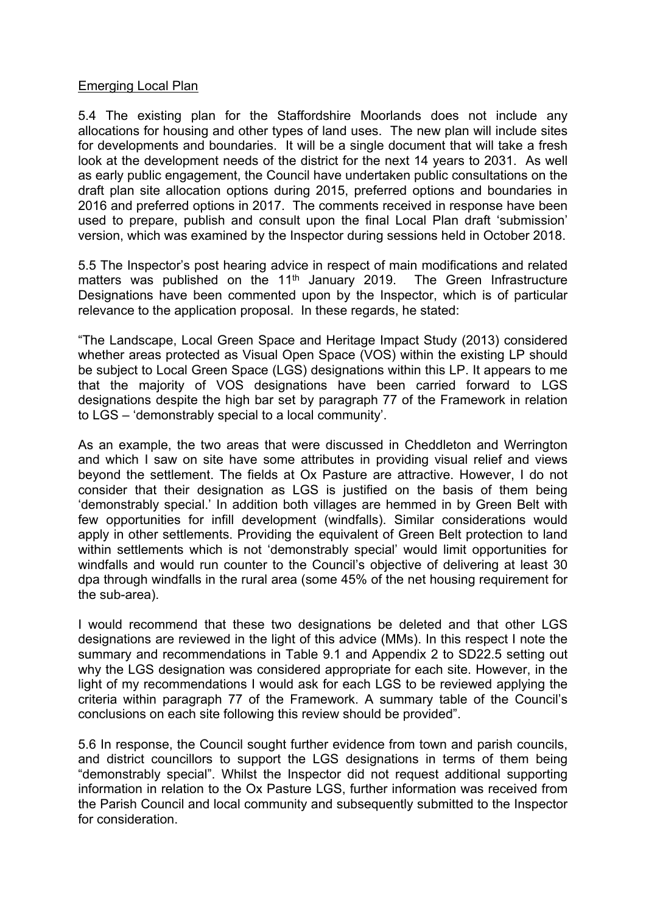Emerging Local Plan

5.4 The existing plan for the Staffordshire Moorlands does not include any allocations for housing and other types of land uses. The new plan will include sites for developments and boundaries. It will be a single document that will take a fresh look at the development needs of the district for the next 14 years to 2031. As well as early public engagement, the Council have undertaken public consultations on the draft plan site allocation options during 2015, preferred options and boundaries in 2016 and preferred options in 2017. The comments received in response have been used to prepare, publish and consult upon the final Local Plan draft 'submission' version, which was examined by the Inspector during sessions held in October 2018.

5.5 The Inspector's post hearing advice in respect of main modifications and related matters was published on the 11th January 2019. The Green Infrastructure Designations have been commented upon by the Inspector, which is of particular relevance to the application proposal. In these regards, he stated:

"The Landscape, Local Green Space and Heritage Impact Study (2013) considered whether areas protected as Visual Open Space (VOS) within the existing LP should be subject to Local Green Space (LGS) designations within this LP. It appears to me that the majority of VOS designations have been carried forward to LGS designations despite the high bar set by paragraph 77 of the Framework in relation to LGS – 'demonstrably special to a local community'.

As an example, the two areas that were discussed in Cheddleton and Werrington and which I saw on site have some attributes in providing visual relief and views beyond the settlement. The fields at Ox Pasture are attractive. However, I do not consider that their designation as LGS is justified on the basis of them being 'demonstrably special.' In addition both villages are hemmed in by Green Belt with few opportunities for infill development (windfalls). Similar considerations would apply in other settlements. Providing the equivalent of Green Belt protection to land within settlements which is not 'demonstrably special' would limit opportunities for windfalls and would run counter to the Council's objective of delivering at least 30 dpa through windfalls in the rural area (some 45% of the net housing requirement for the sub-area).

I would recommend that these two designations be deleted and that other LGS designations are reviewed in the light of this advice (MMs). In this respect I note the summary and recommendations in Table 9.1 and Appendix 2 to SD22.5 setting out why the LGS designation was considered appropriate for each site. However, in the light of my recommendations I would ask for each LGS to be reviewed applying the criteria within paragraph 77 of the Framework. A summary table of the Council's conclusions on each site following this review should be provided".

5.6 In response, the Council sought further evidence from town and parish councils, and district councillors to support the LGS designations in terms of them being "demonstrably special". Whilst the Inspector did not request additional supporting information in relation to the Ox Pasture LGS, further information was received from the Parish Council and local community and subsequently submitted to the Inspector for consideration.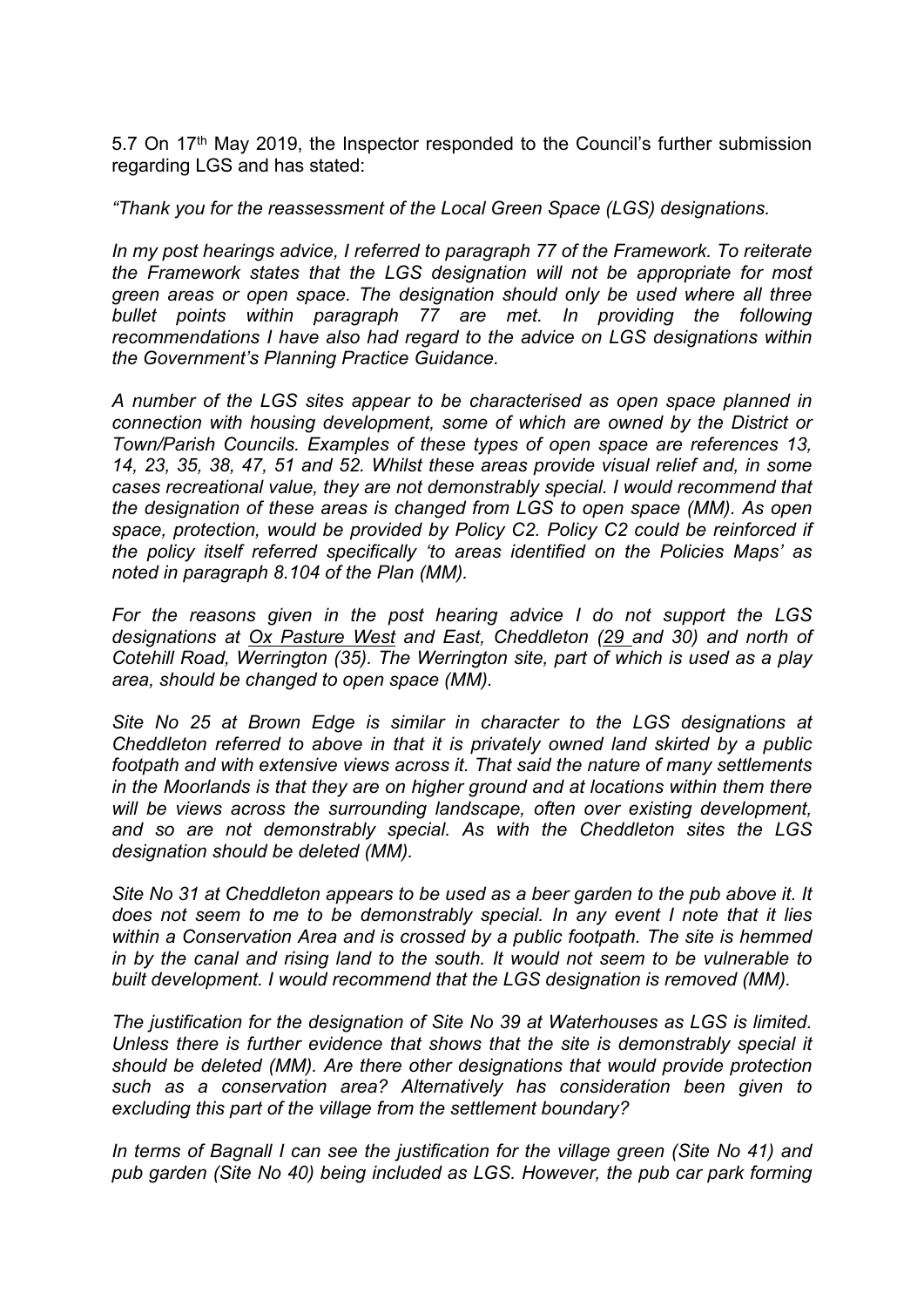5.7 On 17th May 2019, the Inspector responded to the Council's further submission regarding LGS and has stated:

*"Thank you for the reassessment of the Local Green Space (LGS) designations.*

*In my post hearings advice, I referred to paragraph 77 of the Framework. To reiterate the Framework states that the LGS designation will not be appropriate for most green areas or open space. The designation should only be used where all three bullet points within paragraph 77 are met. In providing the following recommendations I have also had regard to the advice on LGS designations within the Government's Planning Practice Guidance.*

*A number of the LGS sites appear to be characterised as open space planned in connection with housing development, some of which are owned by the District or Town/Parish Councils. Examples of these types of open space are references 13, 14, 23, 35, 38, 47, 51 and 52. Whilst these areas provide visual relief and, in some cases recreational value, they are not demonstrably special. I would recommend that the designation of these areas is changed from LGS to open space (MM). As open space, protection, would be provided by Policy C2. Policy C2 could be reinforced if the policy itself referred specifically 'to areas identified on the Policies Maps' as noted in paragraph 8.104 of the Plan (MM).*

*For the reasons given in the post hearing advice I do not support the LGS designations at Ox Pasture West and East, Cheddleton (29 and 30) and north of Cotehill Road, Werrington (35). The Werrington site, part of which is used as a play area, should be changed to open space (MM).*

*Site No 25 at Brown Edge is similar in character to the LGS designations at Cheddleton referred to above in that it is privately owned land skirted by a public footpath and with extensive views across it. That said the nature of many settlements in the Moorlands is that they are on higher ground and at locations within them there will be views across the surrounding landscape, often over existing development, and so are not demonstrably special. As with the Cheddleton sites the LGS designation should be deleted (MM).*

*Site No 31 at Cheddleton appears to be used as a beer garden to the pub above it. It does not seem to me to be demonstrably special. In any event I note that it lies within a Conservation Area and is crossed by a public footpath. The site is hemmed in by the canal and rising land to the south. It would not seem to be vulnerable to built development. I would recommend that the LGS designation is removed (MM).*

*The justification for the designation of Site No 39 at Waterhouses as LGS is limited. Unless there is further evidence that shows that the site is demonstrably special it should be deleted (MM). Are there other designations that would provide protection such as a conservation area? Alternatively has consideration been given to excluding this part of the village from the settlement boundary?*

*In terms of Bagnall I can see the justification for the village green (Site No 41) and pub garden (Site No 40) being included as LGS. However, the pub car park forming*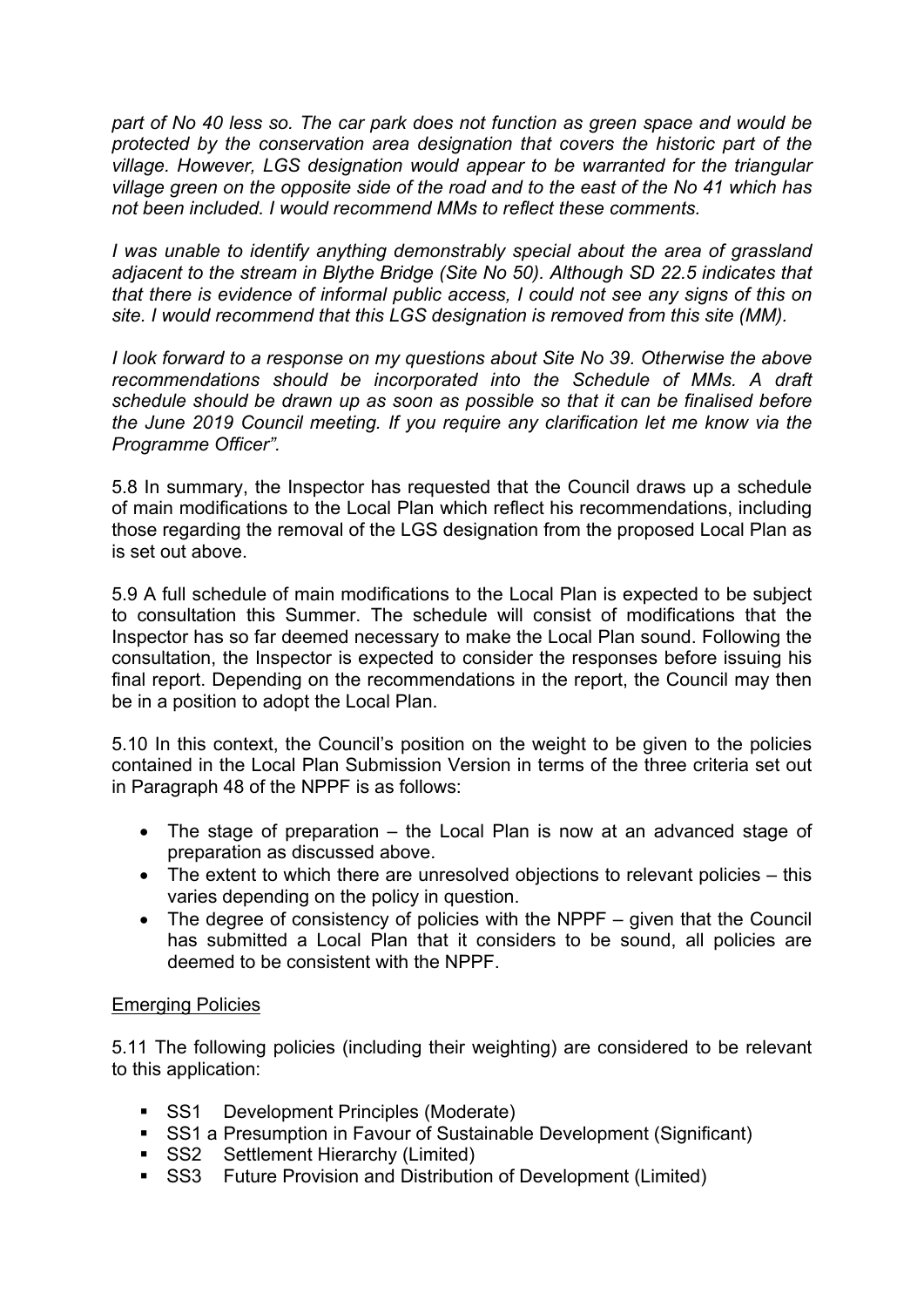*part of No 40 less so. The car park does not function as green space and would be protected by the conservation area designation that covers the historic part of the village. However, LGS designation would appear to be warranted for the triangular village green on the opposite side of the road and to the east of the No 41 which has not been included. I would recommend MMs to reflect these comments.*

*I was unable to identify anything demonstrably special about the area of grassland adjacent to the stream in Blythe Bridge (Site No 50). Although SD 22.5 indicates that there is evidence of informal public access, I could not see any signs of this on site. I would recommend that this LGS designation is removed from this site (MM).*

*I look forward to a response on my questions about Site No 39. Otherwise the above recommendations should be incorporated into the Schedule of MMs. A draft schedule should be drawn up as soon as possible so that it can be finalised before the June 2019 Council meeting. If you require any clarification let me know via the Programme Officer".*

5.8 In summary, the Inspector has requested that the Council draws up a schedule of main modifications to the Local Plan which reflect his recommendations, including those regarding the removal of the LGS designation from the proposed Local Plan as is set out above.

5.9 A full schedule of main modifications to the Local Plan is expected to be subject to consultation this Summer. The schedule will consist of modifications that the Inspector has so far deemed necessary to make the Local Plan sound. Following the consultation, the Inspector is expected to consider the responses before issuing his final report. Depending on the recommendations in the report, the Council may then be in a position to adopt the Local Plan.

5.10 In this context, the Council's position on the weight to be given to the policies contained in the Local Plan Submission Version in terms of the three criteria set out in Paragraph 48 of the NPPF is as follows:

- The stage of preparation – the Local Plan is now at an advanced stage of preparation as discussed above.
- The extent to which there are unresolved objections to relevant policies – this varies depending on the policy in question.
- The degree of consistency of policies with the NPPF – given that the Council has submitted a Local Plan that it considers to be sound, all policies are deemed to be consistent with the NPPF.

Emerging Policies

5.11 The following policies (including their weighting) are considered to be relevant to this application:

- SS1 Development Principles (Moderate)
- SS1 a Presumption in Favour of Sustainable Development (Significant)
- SS2 Settlement Hierarchy (Limited)
- SS3 Future Provision and Distribution of Development (Limited)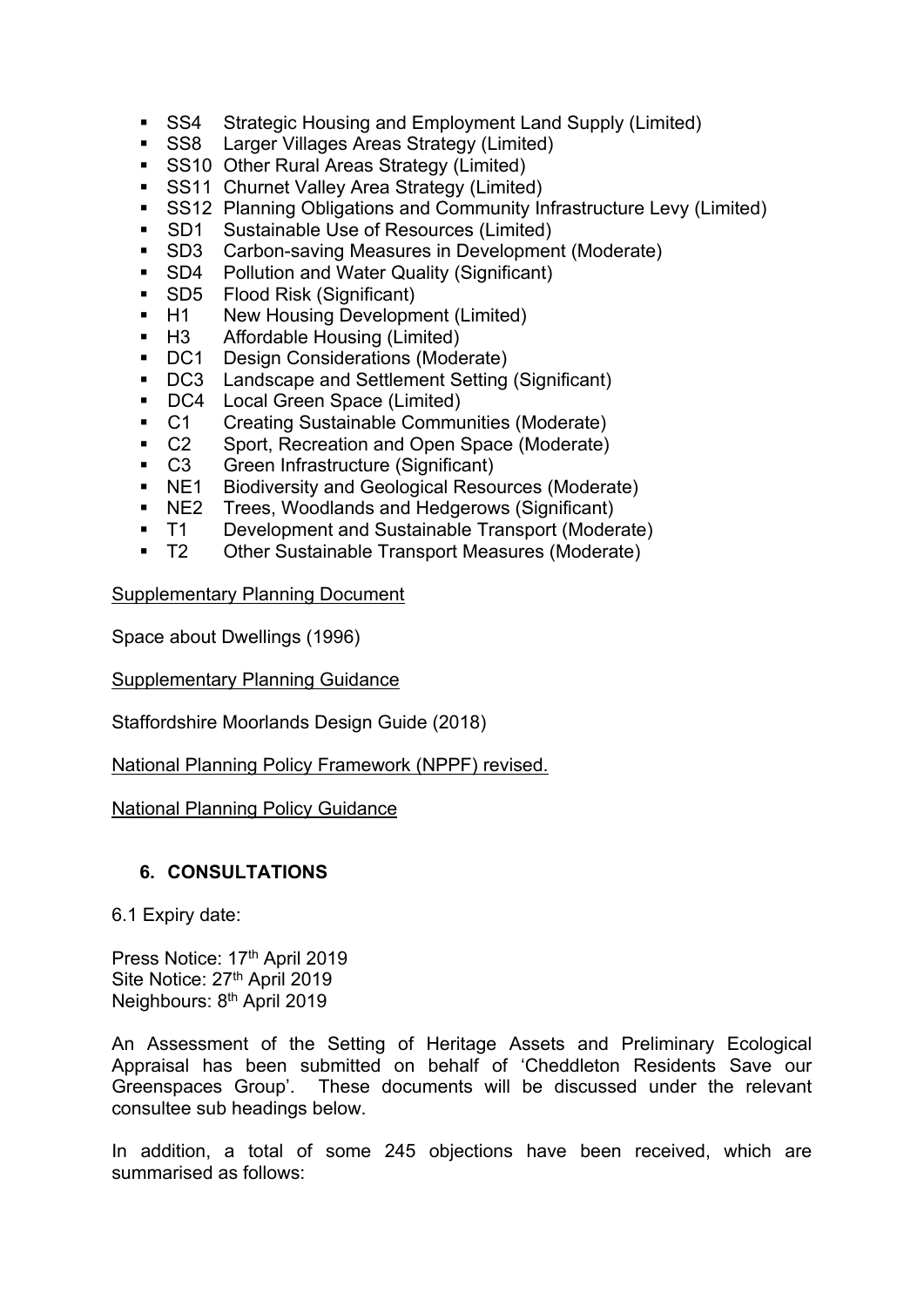- SS4 Strategic Housing and Employment Land Supply (Limited)
- SS8 Larger Villages Areas Strategy (Limited)
- SS10 Other Rural Areas Strategy (Limited)
- SS11 Churnet Valley Area Strategy (Limited)
- SS12 Planning Obligations and Community Infrastructure Levy (Limited)
- SD1 Sustainable Use of Resources (Limited)
- SD3 Carbon-saving Measures in Development (Moderate)
- SD4 Pollution and Water Quality (Significant)
- SD5 Flood Risk (Significant)
- H1 New Housing Development (Limited)
- H3 Affordable Housing (Limited)
- DC1 Design Considerations (Moderate)
- DC3 Landscape and Settlement Setting (Significant)
- DC4 Local Green Space (Limited)
- C1 Creating Sustainable Communities (Moderate)
- C2 Sport, Recreation and Open Space (Moderate)
- C3 Green Infrastructure (Significant)
- NE1 Biodiversity and Geological Resources (Moderate)
- NE2 Trees, Woodlands and Hedgerows (Significant)
- T1 Development and Sustainable Transport (Moderate)
- T2 Other Sustainable Transport Measures (Moderate)

<u>Supplementary Planning Document</u>

Space about Dwellings (1996)

<u>Supplementary Planning Guidance</u>

Staffordshire Moorlands Design Guide (2018)

<u>National Planning Policy Framework (NPPF) revised.</u>

<u>National Planning Policy Guidance</u>

## 6. CONSULTATIONS

6.1 Expiry date:

Press Notice: 17th April 2019
Site Notice: 27th April 2019
Neighbours: 8th April 2019

An Assessment of the Setting of Heritage Assets and Preliminary Ecological Appraisal has been submitted on behalf of 'Cheddleton Residents Save our Greenspaces Group'. These documents will be discussed under the relevant consultee sub headings below.

In addition, a total of some 245 objections have been received, which are summarised as follows: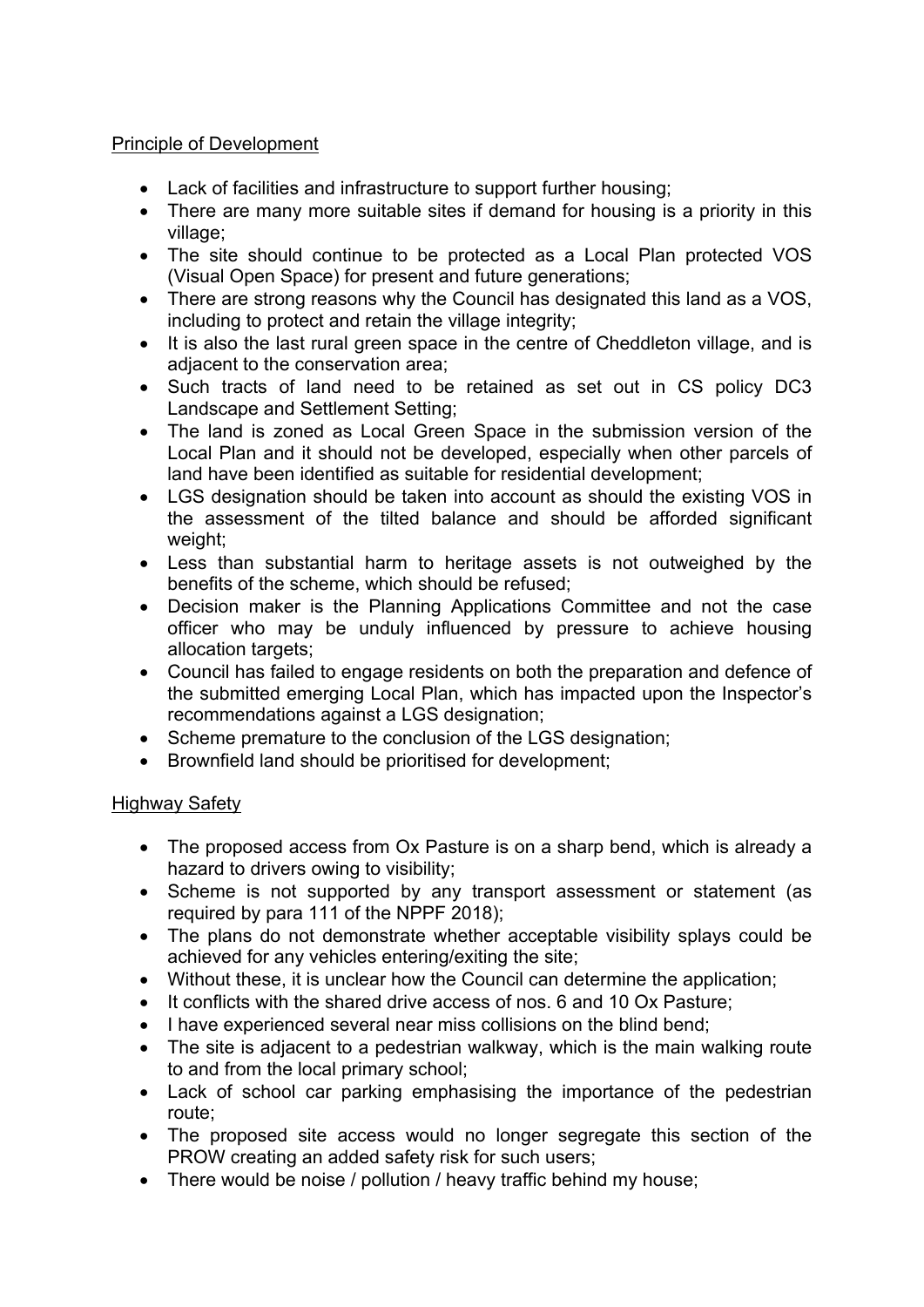Principle of Development

- Lack of facilities and infrastructure to support further housing;
- There are many more suitable sites if demand for housing is a priority in this village;
- The site should continue to be protected as a Local Plan protected VOS (Visual Open Space) for present and future generations;
- There are strong reasons why the Council has designated this land as a VOS, including to protect and retain the village integrity;
- It is also the last rural green space in the centre of Cheddleton village, and is adjacent to the conservation area;
- Such tracts of land need to be retained as set out in CS policy DC3 Landscape and Settlement Setting;
- The land is zoned as Local Green Space in the submission version of the Local Plan and it should not be developed, especially when other parcels of land have been identified as suitable for residential development;
- LGS designation should be taken into account as should the existing VOS in the assessment of the tilted balance and should be afforded significant weight;
- Less than substantial harm to heritage assets is not outweighed by the benefits of the scheme, which should be refused;
- Decision maker is the Planning Applications Committee and not the case officer who may be unduly influenced by pressure to achieve housing allocation targets;
- Council has failed to engage residents on both the preparation and defence of the submitted emerging Local Plan, which has impacted upon the Inspector's recommendations against a LGS designation;
- Scheme premature to the conclusion of the LGS designation;
- Brownfield land should be prioritised for development;

Highway Safety

- The proposed access from Ox Pasture is on a sharp bend, which is already a hazard to drivers owing to visibility;
- Scheme is not supported by any transport assessment or statement (as required by para 111 of the NPPF 2018);
- The plans do not demonstrate whether acceptable visibility splays could be achieved for any vehicles entering/exiting the site;
- Without these, it is unclear how the Council can determine the application;
- It conflicts with the shared drive access of nos. 6 and 10 Ox Pasture;
- I have experienced several near miss collisions on the blind bend;
- The site is adjacent to a pedestrian walkway, which is the main walking route to and from the local primary school;
- Lack of school car parking emphasising the importance of the pedestrian route;
- The proposed site access would no longer segregate this section of the PROW creating an added safety risk for such users;
- There would be noise / pollution / heavy traffic behind my house;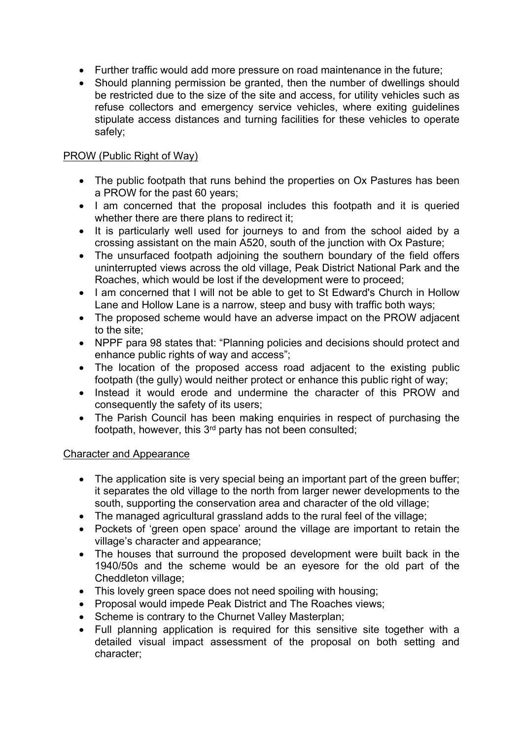- Further traffic would add more pressure on road maintenance in the future;
- Should planning permission be granted, then the number of dwellings should be restricted due to the size of the site and access, for utility vehicles such as refuse collectors and emergency service vehicles, where exiting guidelines stipulate access distances and turning facilities for these vehicles to operate safely;

<u>PROW (Public Right of Way)</u>

- The public footpath that runs behind the properties on Ox Pastures has been a PROW for the past 60 years;
- I am concerned that the proposal includes this footpath and it is queried whether there are there plans to redirect it;
- It is particularly well used for journeys to and from the school aided by a crossing assistant on the main A520, south of the junction with Ox Pasture;
- The unsurfaced footpath adjoining the southern boundary of the field offers uninterrupted views across the old village, Peak District National Park and the Roaches, which would be lost if the development were to proceed;
- I am concerned that I will not be able to get to St Edward's Church in Hollow Lane and Hollow Lane is a narrow, steep and busy with traffic both ways;
- The proposed scheme would have an adverse impact on the PROW adjacent to the site;
- NPPF para 98 states that: "Planning policies and decisions should protect and enhance public rights of way and access";
- The location of the proposed access road adjacent to the existing public footpath (the gully) would neither protect or enhance this public right of way;
- Instead it would erode and undermine the character of this PROW and consequently the safety of its users;
- The Parish Council has been making enquiries in respect of purchasing the footpath, however, this 3rd party has not been consulted;

<u>Character and Appearance</u>

- The application site is very special being an important part of the green buffer; it separates the old village to the north from larger newer developments to the south, supporting the conservation area and character of the old village;
- The managed agricultural grassland adds to the rural feel of the village;
- Pockets of 'green open space' around the village are important to retain the village's character and appearance;
- The houses that surround the proposed development were built back in the 1940/50s and the scheme would be an eyesore for the old part of the Cheddleton village;
- This lovely green space does not need spoiling with housing;
- Proposal would impede Peak District and The Roaches views;
- Scheme is contrary to the Churnet Valley Masterplan;
- Full planning application is required for this sensitive site together with a detailed visual impact assessment of the proposal on both setting and character;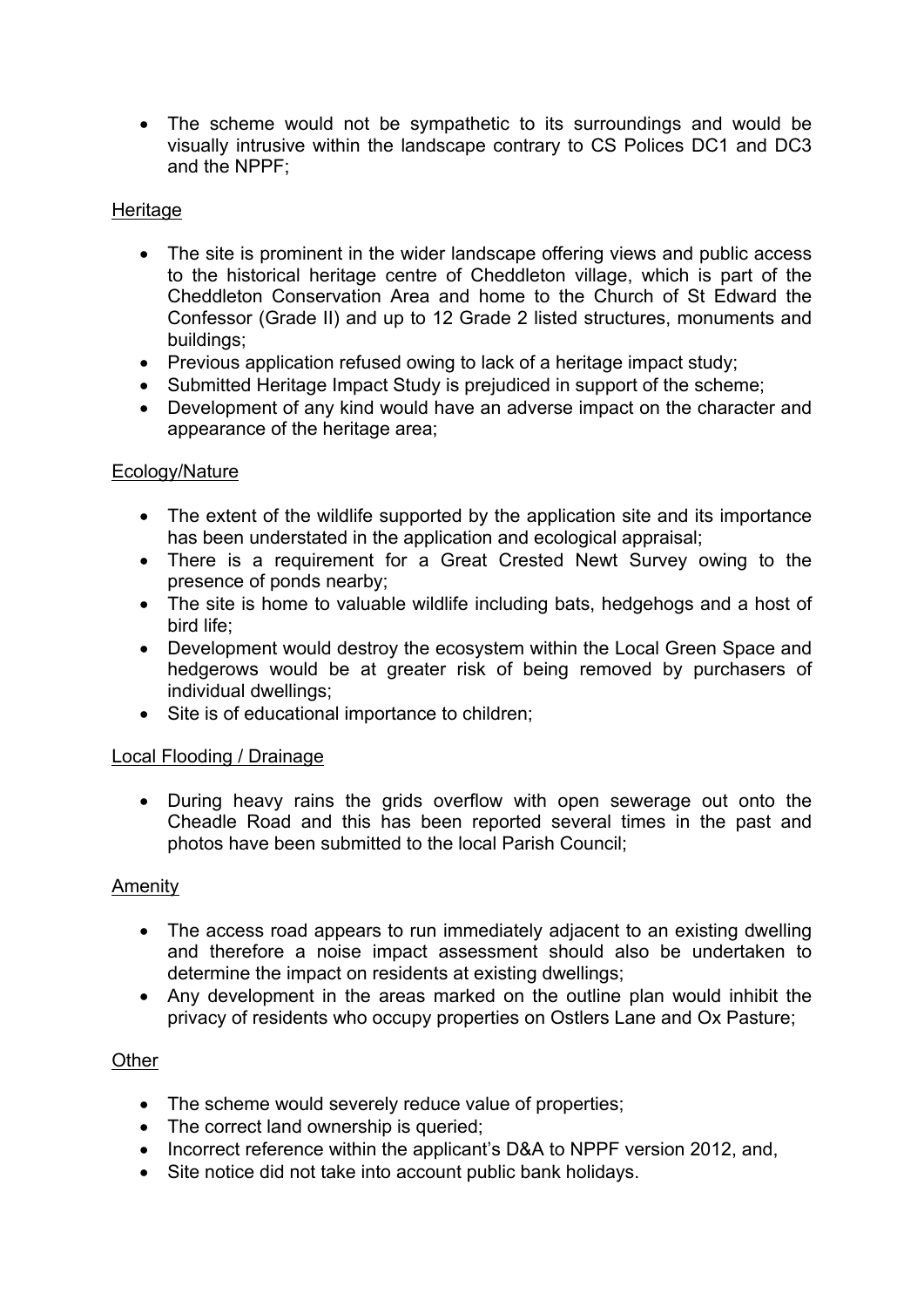- The scheme would not be sympathetic to its surroundings and would be visually intrusive within the landscape contrary to CS Polices DC1 and DC3 and the NPPF;

Heritage

- The site is prominent in the wider landscape offering views and public access to the historical heritage centre of Cheddleton village, which is part of the Cheddleton Conservation Area and home to the Church of St Edward the Confessor (Grade II) and up to 12 Grade 2 listed structures, monuments and buildings;
- Previous application refused owing to lack of a heritage impact study;
- Submitted Heritage Impact Study is prejudiced in support of the scheme;
- Development of any kind would have an adverse impact on the character and appearance of the heritage area;

Ecology/Nature

- The extent of the wildlife supported by the application site and its importance has been understated in the application and ecological appraisal;
- There is a requirement for a Great Crested Newt Survey owing to the presence of ponds nearby;
- The site is home to valuable wildlife including bats, hedgehogs and a host of bird life;
- Development would destroy the ecosystem within the Local Green Space and hedgerows would be at greater risk of being removed by purchasers of individual dwellings;
- Site is of educational importance to children;

Local Flooding / Drainage

- During heavy rains the grids overflow with open sewerage out onto the Cheadle Road and this has been reported several times in the past and photos have been submitted to the local Parish Council;

Amenity

- The access road appears to run immediately adjacent to an existing dwelling and therefore a noise impact assessment should also be undertaken to determine the impact on residents at existing dwellings;
- Any development in the areas marked on the outline plan would inhibit the privacy of residents who occupy properties on Ostlers Lane and Ox Pasture;

Other

- The scheme would severely reduce value of properties;
- The correct land ownership is queried;
- Incorrect reference within the applicant's D&A to NPPF version 2012, and,
- Site notice did not take into account public bank holidays.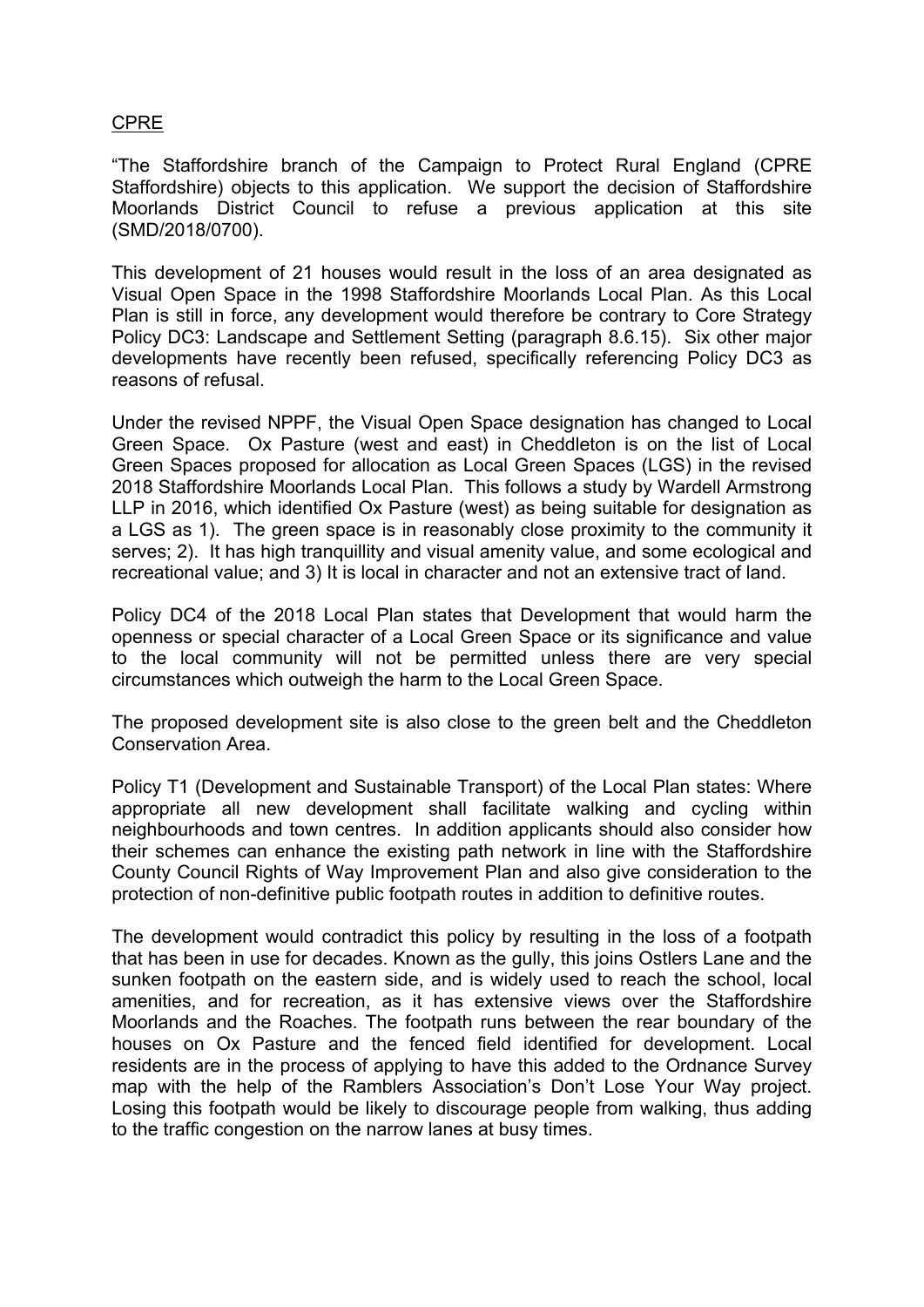CPRE

"The Staffordshire branch of the Campaign to Protect Rural England (CPRE Staffordshire) objects to this application. We support the decision of Staffordshire Moorlands District Council to refuse a previous application at this site (SMD/2018/0700).

This development of 21 houses would result in the loss of an area designated as Visual Open Space in the 1998 Staffordshire Moorlands Local Plan. As this Local Plan is still in force, any development would therefore be contrary to Core Strategy Policy DC3: Landscape and Settlement Setting (paragraph 8.6.15). Six other major developments have recently been refused, specifically referencing Policy DC3 as reasons of refusal.

Under the revised NPPF, the Visual Open Space designation has changed to Local Green Space. Ox Pasture (west and east) in Cheddleton is on the list of Local Green Spaces proposed for allocation as Local Green Spaces (LGS) in the revised 2018 Staffordshire Moorlands Local Plan. This follows a study by Wardell Armstrong LLP in 2016, which identified Ox Pasture (west) as being suitable for designation as a LGS as 1). The green space is in reasonably close proximity to the community it serves; 2). It has high tranquillity and visual amenity value, and some ecological and recreational value; and 3) It is local in character and not an extensive tract of land.

Policy DC4 of the 2018 Local Plan states that Development that would harm the openness or special character of a Local Green Space or its significance and value to the local community will not be permitted unless there are very special circumstances which outweigh the harm to the Local Green Space.

The proposed development site is also close to the green belt and the Cheddleton Conservation Area.

Policy T1 (Development and Sustainable Transport) of the Local Plan states: Where appropriate all new development shall facilitate walking and cycling within neighbourhoods and town centres. In addition applicants should also consider how their schemes can enhance the existing path network in line with the Staffordshire County Council Rights of Way Improvement Plan and also give consideration to the protection of non-definitive public footpath routes in addition to definitive routes.

The development would contradict this policy by resulting in the loss of a footpath that has been in use for decades. Known as the gully, this joins Ostlers Lane and the sunken footpath on the eastern side, and is widely used to reach the school, local amenities, and for recreation, as it has extensive views over the Staffordshire Moorlands and the Roaches. The footpath runs between the rear boundary of the houses on Ox Pasture and the fenced field identified for development. Local residents are in the process of applying to have this added to the Ordnance Survey map with the help of the Ramblers Association's Don't Lose Your Way project. Losing this footpath would be likely to discourage people from walking, thus adding to the traffic congestion on the narrow lanes at busy times.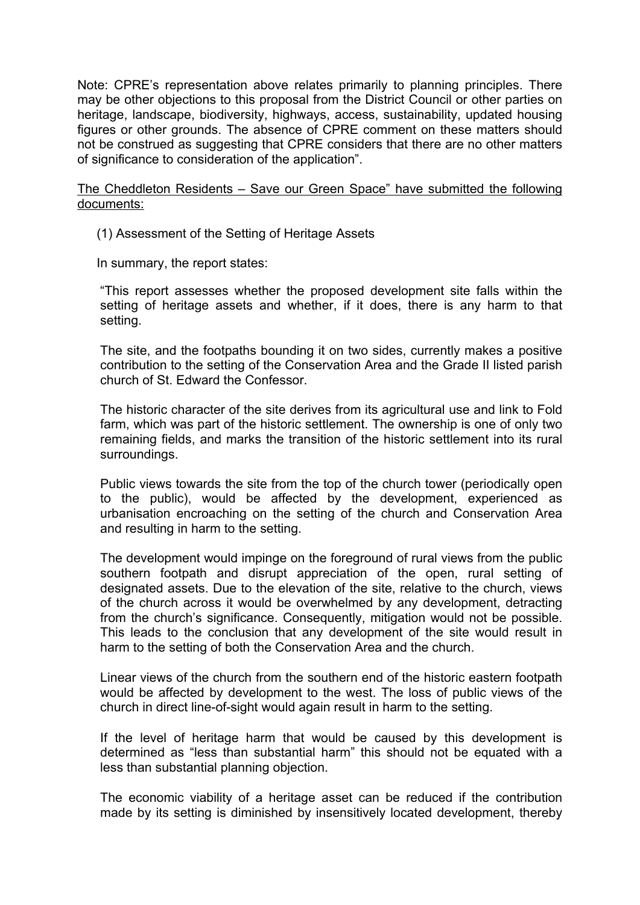Note: CPRE's representation above relates primarily to planning principles. There may be other objections to this proposal from the District Council or other parties on heritage, landscape, biodiversity, highways, access, sustainability, updated housing figures or other grounds. The absence of CPRE comment on these matters should not be construed as suggesting that CPRE considers that there are no other matters of significance to consideration of the application".

<u>The Cheddleton Residents – Save our Green Space" have submitted the following documents:</u>

(1) Assessment of the Setting of Heritage Assets

In summary, the report states:

"This report assesses whether the proposed development site falls within the setting of heritage assets and whether, if it does, there is any harm to that setting.

The site, and the footpaths bounding it on two sides, currently makes a positive contribution to the setting of the Conservation Area and the Grade II listed parish church of St. Edward the Confessor.

The historic character of the site derives from its agricultural use and link to Fold farm, which was part of the historic settlement. The ownership is one of only two remaining fields, and marks the transition of the historic settlement into its rural surroundings.

Public views towards the site from the top of the church tower (periodically open to the public), would be affected by the development, experienced as urbanisation encroaching on the setting of the church and Conservation Area and resulting in harm to the setting.

The development would impinge on the foreground of rural views from the public southern footpath and disrupt appreciation of the open, rural setting of designated assets. Due to the elevation of the site, relative to the church, views of the church across it would be overwhelmed by any development, detracting from the church's significance. Consequently, mitigation would not be possible. This leads to the conclusion that any development of the site would result in harm to the setting of both the Conservation Area and the church.

Linear views of the church from the southern end of the historic eastern footpath would be affected by development to the west. The loss of public views of the church in direct line-of-sight would again result in harm to the setting.

If the level of heritage harm that would be caused by this development is determined as "less than substantial harm" this should not be equated with a less than substantial planning objection.

The economic viability of a heritage asset can be reduced if the contribution made by its setting is diminished by insensitively located development, thereby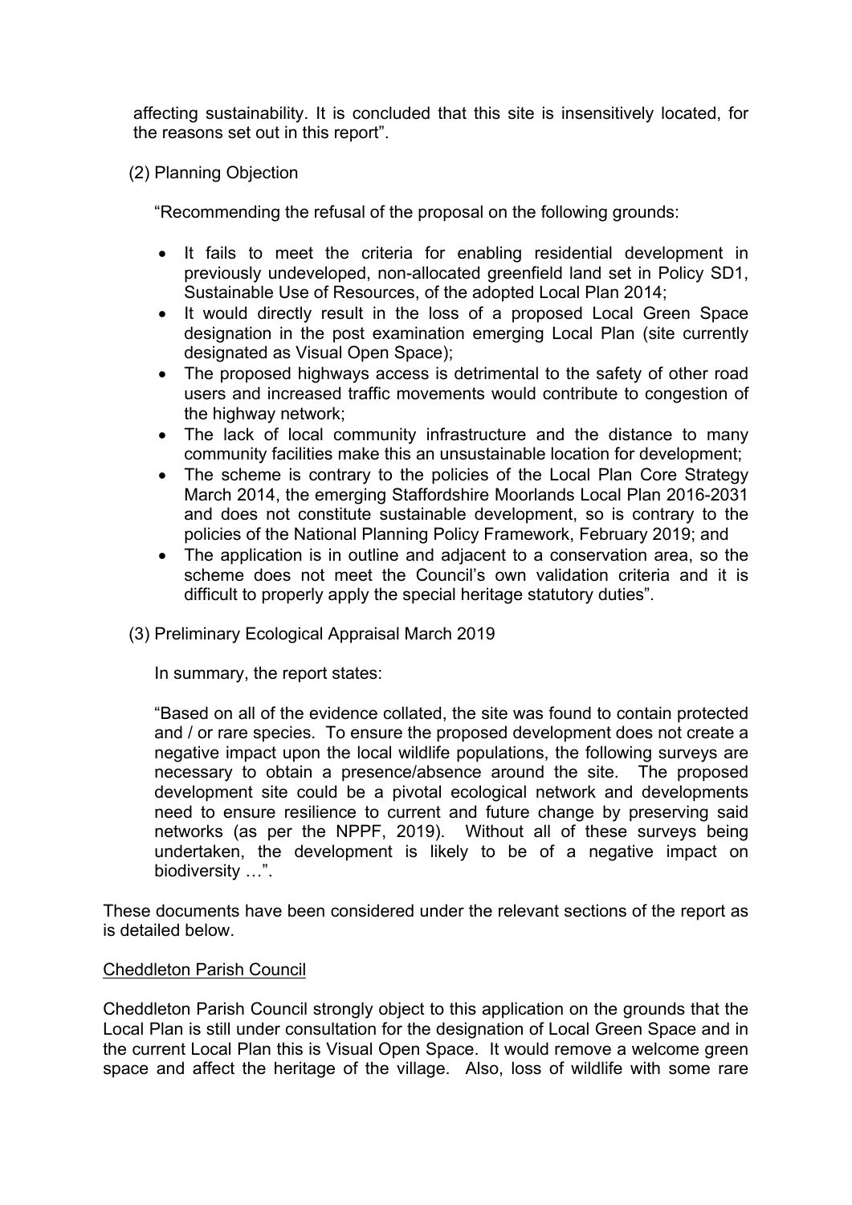affecting sustainability. It is concluded that this site is insensitively located, for the reasons set out in this report".

(2) Planning Objection

"Recommending the refusal of the proposal on the following grounds:

- It fails to meet the criteria for enabling residential development in previously undeveloped, non-allocated greenfield land set in Policy SD1, Sustainable Use of Resources, of the adopted Local Plan 2014;
- It would directly result in the loss of a proposed Local Green Space designation in the post examination emerging Local Plan (site currently designated as Visual Open Space);
- The proposed highways access is detrimental to the safety of other road users and increased traffic movements would contribute to congestion of the highway network;
- The lack of local community infrastructure and the distance to many community facilities make this an unsustainable location for development;
- The scheme is contrary to the policies of the Local Plan Core Strategy March 2014, the emerging Staffordshire Moorlands Local Plan 2016-2031 and does not constitute sustainable development, so is contrary to the policies of the National Planning Policy Framework, February 2019; and
- The application is in outline and adjacent to a conservation area, so the scheme does not meet the Council's own validation criteria and it is difficult to properly apply the special heritage statutory duties".

(3) Preliminary Ecological Appraisal March 2019

In summary, the report states:

"Based on all of the evidence collated, the site was found to contain protected and / or rare species. To ensure the proposed development does not create a negative impact upon the local wildlife populations, the following surveys are necessary to obtain a presence/absence around the site. The proposed development site could be a pivotal ecological network and developments need to ensure resilience to current and future change by preserving said networks (as per the NPPF, 2019). Without all of these surveys being undertaken, the development is likely to be of a negative impact on biodiversity …".

These documents have been considered under the relevant sections of the report as is detailed below.

Cheddleton Parish Council

Cheddleton Parish Council strongly object to this application on the grounds that the Local Plan is still under consultation for the designation of Local Green Space and in the current Local Plan this is Visual Open Space. It would remove a welcome green space and affect the heritage of the village. Also, loss of wildlife with some rare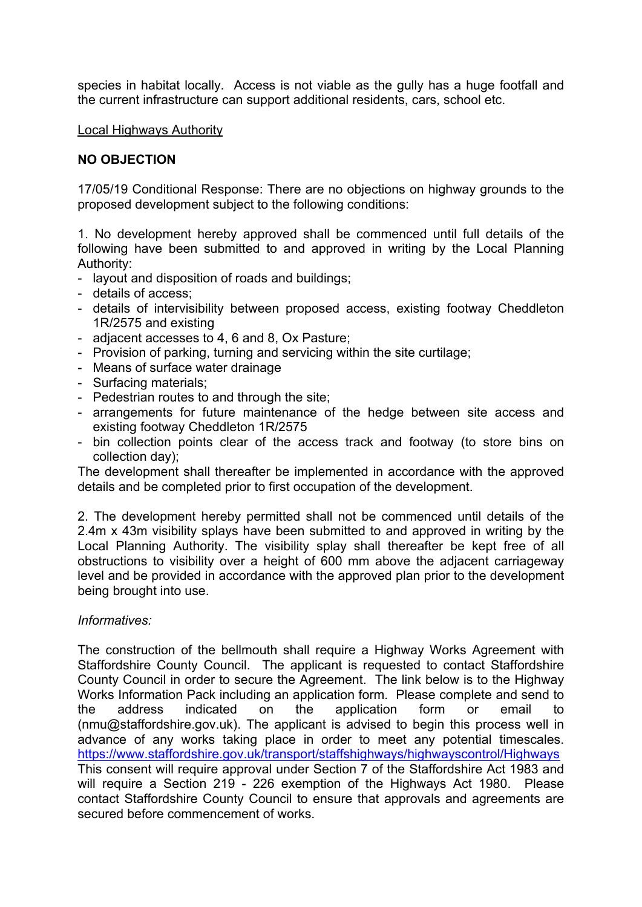species in habitat locally. Access is not viable as the gully has a huge footfall and the current infrastructure can support additional residents, cars, school etc.

Local Highways Authority

**NO OBJECTION**

17/05/19 Conditional Response: There are no objections on highway grounds to the proposed development subject to the following conditions:

1. No development hereby approved shall be commenced until full details of the following have been submitted to and approved in writing by the Local Planning Authority:
- layout and disposition of roads and buildings;
- details of access;
- details of intervisibility between proposed access, existing footway Cheddleton 1R/2575 and existing
- adjacent accesses to 4, 6 and 8, Ox Pasture;
- Provision of parking, turning and servicing within the site curtilage;
- Means of surface water drainage
- Surfacing materials;
- Pedestrian routes to and through the site;
- arrangements for future maintenance of the hedge between site access and existing footway Cheddleton 1R/2575
- bin collection points clear of the access track and footway (to store bins on collection day);

The development shall thereafter be implemented in accordance with the approved details and be completed prior to first occupation of the development.

2. The development hereby permitted shall not be commenced until details of the 2.4m x 43m visibility splays have been submitted to and approved in writing by the Local Planning Authority. The visibility splay shall thereafter be kept free of all obstructions to visibility over a height of 600 mm above the adjacent carriageway level and be provided in accordance with the approved plan prior to the development being brought into use.

*Informatives:*

The construction of the bellmouth shall require a Highway Works Agreement with Staffordshire County Council. The applicant is requested to contact Staffordshire County Council in order to secure the Agreement. The link below is to the Highway Works Information Pack including an application form. Please complete and send to the address indicated on the application form or email to (nmu@staffordshire.gov.uk). The applicant is advised to begin this process well in advance of any works taking place in order to meet any potential timescales. https://www.staffordshire.gov.uk/transport/staffshighways/highwayscontrol/Highways
This consent will require approval under Section 7 of the Staffordshire Act 1983 and will require a Section 219 - 226 exemption of the Highways Act 1980. Please contact Staffordshire County Council to ensure that approvals and agreements are secured before commencement of works.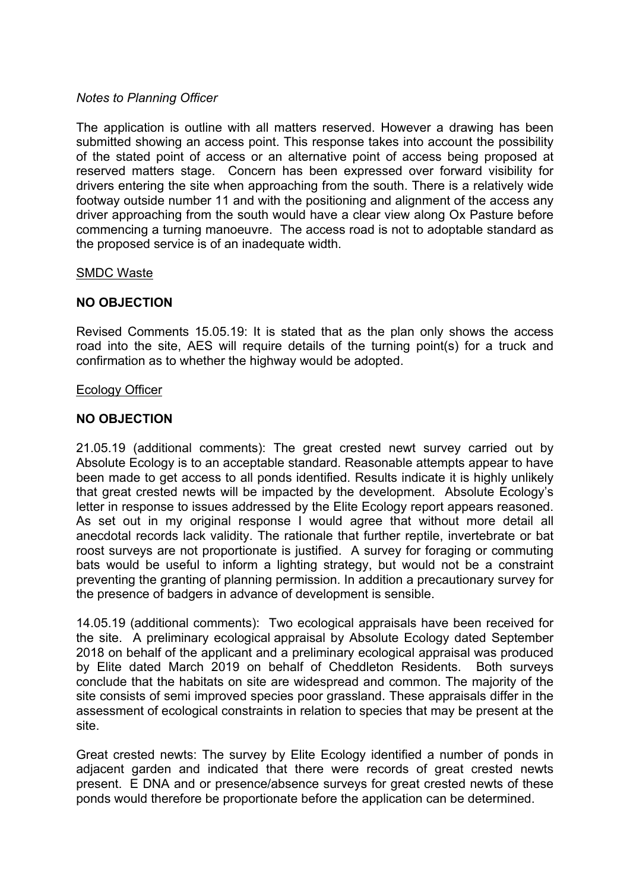*Notes to Planning Officer*

The application is outline with all matters reserved. However a drawing has been submitted showing an access point. This response takes into account the possibility of the stated point of access or an alternative point of access being proposed at reserved matters stage. Concern has been expressed over forward visibility for drivers entering the site when approaching from the south. There is a relatively wide footway outside number 11 and with the positioning and alignment of the access any driver approaching from the south would have a clear view along Ox Pasture before commencing a turning manoeuvre. The access road is not to adoptable standard as the proposed service is of an inadequate width.

SMDC Waste

**NO OBJECTION**

Revised Comments 15.05.19: It is stated that as the plan only shows the access road into the site, AES will require details of the turning point(s) for a truck and confirmation as to whether the highway would be adopted.

Ecology Officer

**NO OBJECTION**

21.05.19 (additional comments): The great crested newt survey carried out by Absolute Ecology is to an acceptable standard. Reasonable attempts appear to have been made to get access to all ponds identified. Results indicate it is highly unlikely that great crested newts will be impacted by the development. Absolute Ecology's letter in response to issues addressed by the Elite Ecology report appears reasoned. As set out in my original response I would agree that without more detail all anecdotal records lack validity. The rationale that further reptile, invertebrate or bat roost surveys are not proportionate is justified. A survey for foraging or commuting bats would be useful to inform a lighting strategy, but would not be a constraint preventing the granting of planning permission. In addition a precautionary survey for the presence of badgers in advance of development is sensible.

14.05.19 (additional comments): Two ecological appraisals have been received for the site. A preliminary ecological appraisal by Absolute Ecology dated September 2018 on behalf of the applicant and a preliminary ecological appraisal was produced by Elite dated March 2019 on behalf of Cheddleton Residents. Both surveys conclude that the habitats on site are widespread and common. The majority of the site consists of semi improved species poor grassland. These appraisals differ in the assessment of ecological constraints in relation to species that may be present at the site.

Great crested newts: The survey by Elite Ecology identified a number of ponds in adjacent garden and indicated that there were records of great crested newts present. E DNA and or presence/absence surveys for great crested newts of these ponds would therefore be proportionate before the application can be determined.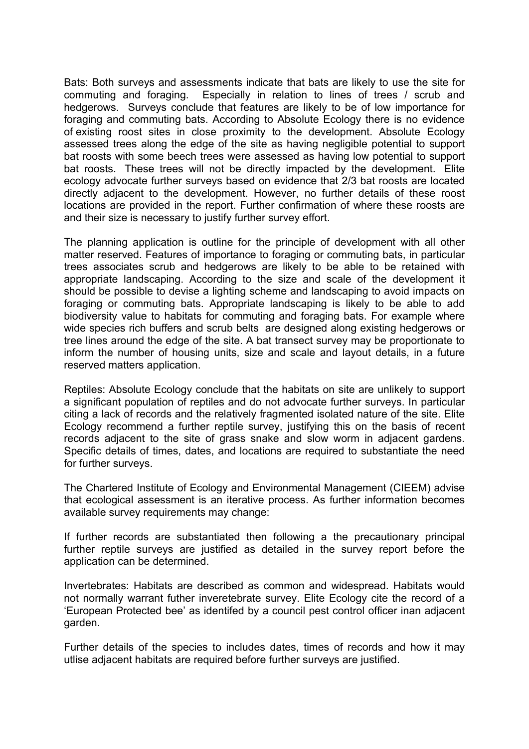Bats: Both surveys and assessments indicate that bats are likely to use the site for commuting and foraging. Especially in relation to lines of trees / scrub and hedgerows. Surveys conclude that features are likely to be of low importance for foraging and commuting bats. According to Absolute Ecology there is no evidence of existing roost sites in close proximity to the development. Absolute Ecology assessed trees along the edge of the site as having negligible potential to support bat roosts with some beech trees were assessed as having low potential to support bat roosts. These trees will not be directly impacted by the development. Elite ecology advocate further surveys based on evidence that 2/3 bat roosts are located directly adjacent to the development. However, no further details of these roost locations are provided in the report. Further confirmation of where these roosts are and their size is necessary to justify further survey effort.

The planning application is outline for the principle of development with all other matter reserved. Features of importance to foraging or commuting bats, in particular trees associates scrub and hedgerows are likely to be able to be retained with appropriate landscaping. According to the size and scale of the development it should be possible to devise a lighting scheme and landscaping to avoid impacts on foraging or commuting bats. Appropriate landscaping is likely to be able to add biodiversity value to habitats for commuting and foraging bats. For example where wide species rich buffers and scrub belts are designed along existing hedgerows or tree lines around the edge of the site. A bat transect survey may be proportionate to inform the number of housing units, size and scale and layout details, in a future reserved matters application.

Reptiles: Absolute Ecology conclude that the habitats on site are unlikely to support a significant population of reptiles and do not advocate further surveys. In particular citing a lack of records and the relatively fragmented isolated nature of the site. Elite Ecology recommend a further reptile survey, justifying this on the basis of recent records adjacent to the site of grass snake and slow worm in adjacent gardens. Specific details of times, dates, and locations are required to substantiate the need for further surveys.

The Chartered Institute of Ecology and Environmental Management (CIEEM) advise that ecological assessment is an iterative process. As further information becomes available survey requirements may change:

If further records are substantiated then following a the precautionary principal further reptile surveys are justified as detailed in the survey report before the application can be determined.

Invertebrates: Habitats are described as common and widespread. Habitats would not normally warrant futher inveretebrate survey. Elite Ecology cite the record of a 'European Protected bee' as identifed by a council pest control officer inan adjacent garden.

Further details of the species to includes dates, times of records and how it may utlise adjacent habitats are required before further surveys are justified.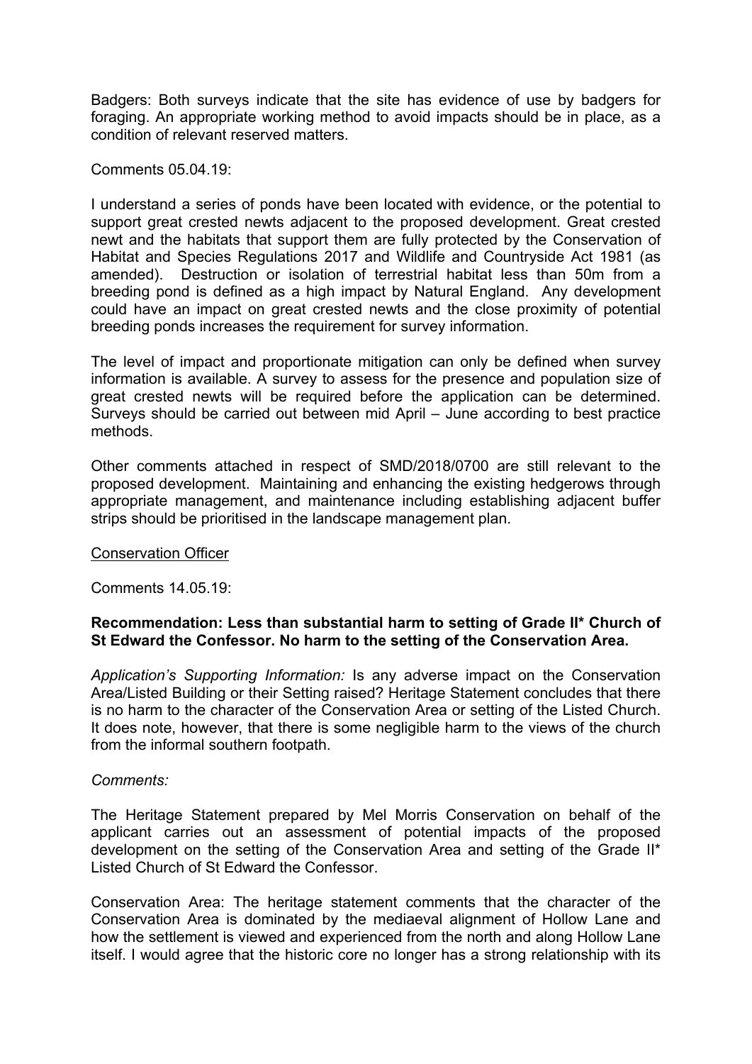Badgers: Both surveys indicate that the site has evidence of use by badgers for foraging. An appropriate working method to avoid impacts should be in place, as a condition of relevant reserved matters.

Comments 05.04.19:

I understand a series of ponds have been located with evidence, or the potential to support great crested newts adjacent to the proposed development. Great crested newt and the habitats that support them are fully protected by the Conservation of Habitat and Species Regulations 2017 and Wildlife and Countryside Act 1981 (as amended). Destruction or isolation of terrestrial habitat less than 50m from a breeding pond is defined as a high impact by Natural England. Any development could have an impact on great crested newts and the close proximity of potential breeding ponds increases the requirement for survey information.

The level of impact and proportionate mitigation can only be defined when survey information is available. A survey to assess for the presence and population size of great crested newts will be required before the application can be determined. Surveys should be carried out between mid April – June according to best practice methods.

Other comments attached in respect of SMD/2018/0700 are still relevant to the proposed development. Maintaining and enhancing the existing hedgerows through appropriate management, and maintenance including establishing adjacent buffer strips should be prioritised in the landscape management plan.

Conservation Officer

Comments 14.05.19:

**Recommendation: Less than substantial harm to setting of Grade II\* Church of St Edward the Confessor. No harm to the setting of the Conservation Area.**

*Application's Supporting Information:* Is any adverse impact on the Conservation Area/Listed Building or their Setting raised? Heritage Statement concludes that there is no harm to the character of the Conservation Area or setting of the Listed Church. It does note, however, that there is some negligible harm to the views of the church from the informal southern footpath.

*Comments:*

The Heritage Statement prepared by Mel Morris Conservation on behalf of the applicant carries out an assessment of potential impacts of the proposed development on the setting of the Conservation Area and setting of the Grade II* Listed Church of St Edward the Confessor.

Conservation Area: The heritage statement comments that the character of the Conservation Area is dominated by the mediaeval alignment of Hollow Lane and how the settlement is viewed and experienced from the north and along Hollow Lane itself. I would agree that the historic core no longer has a strong relationship with its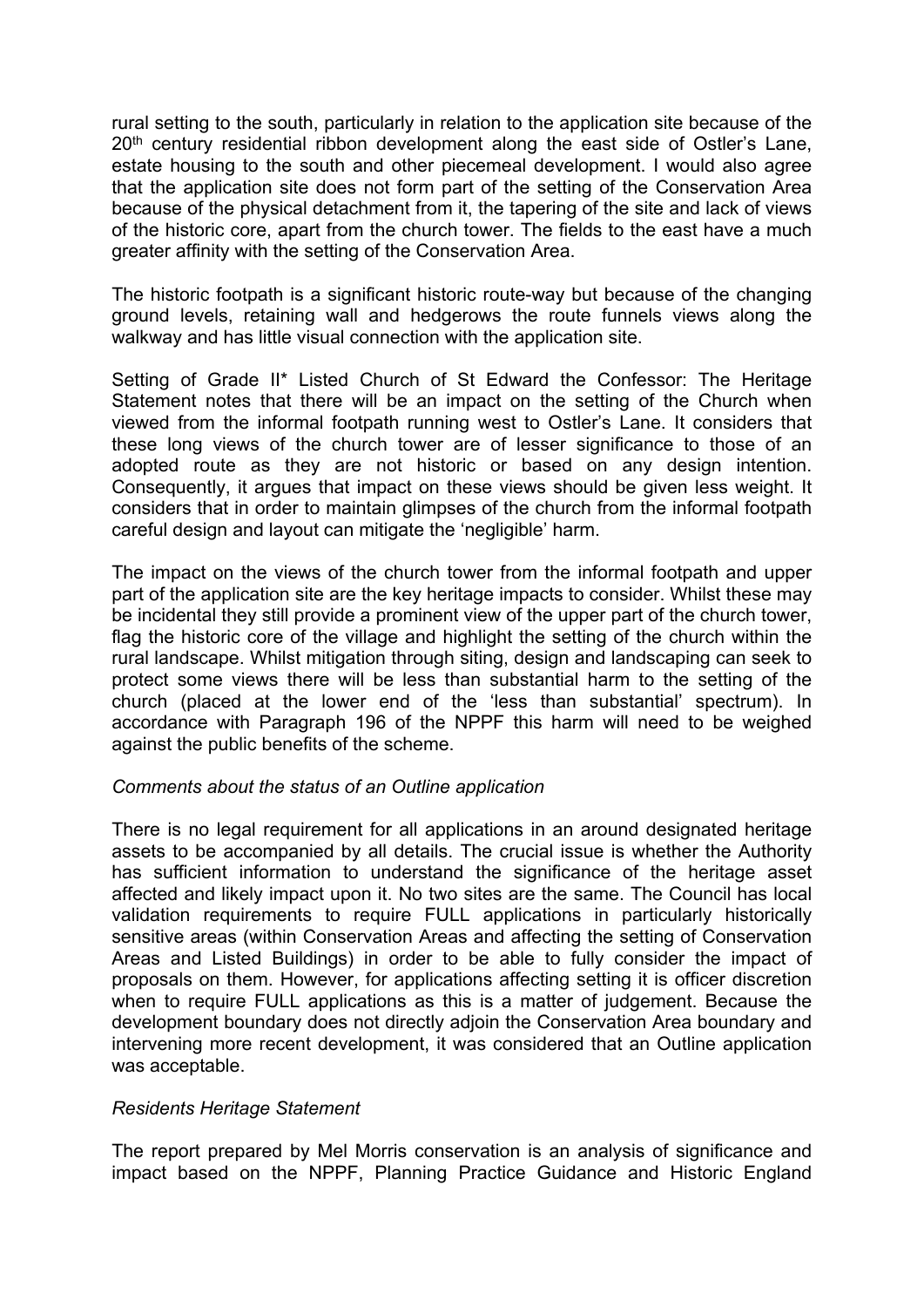rural setting to the south, particularly in relation to the application site because of the 20th century residential ribbon development along the east side of Ostler's Lane, estate housing to the south and other piecemeal development. I would also agree that the application site does not form part of the setting of the Conservation Area because of the physical detachment from it, the tapering of the site and lack of views of the historic core, apart from the church tower. The fields to the east have a much greater affinity with the setting of the Conservation Area.

The historic footpath is a significant historic route-way but because of the changing ground levels, retaining wall and hedgerows the route funnels views along the walkway and has little visual connection with the application site.

Setting of Grade II* Listed Church of St Edward the Confessor: The Heritage Statement notes that there will be an impact on the setting of the Church when viewed from the informal footpath running west to Ostler's Lane. It considers that these long views of the church tower are of lesser significance to those of an adopted route as they are not historic or based on any design intention. Consequently, it argues that impact on these views should be given less weight. It considers that in order to maintain glimpses of the church from the informal footpath careful design and layout can mitigate the 'negligible' harm.

The impact on the views of the church tower from the informal footpath and upper part of the application site are the key heritage impacts to consider. Whilst these may be incidental they still provide a prominent view of the upper part of the church tower, flag the historic core of the village and highlight the setting of the church within the rural landscape. Whilst mitigation through siting, design and landscaping can seek to protect some views there will be less than substantial harm to the setting of the church (placed at the lower end of the 'less than substantial' spectrum). In accordance with Paragraph 196 of the NPPF this harm will need to be weighed against the public benefits of the scheme.

*Comments about the status of an Outline application*

There is no legal requirement for all applications in an around designated heritage assets to be accompanied by all details. The crucial issue is whether the Authority has sufficient information to understand the significance of the heritage asset affected and likely impact upon it. No two sites are the same. The Council has local validation requirements to require FULL applications in particularly historically sensitive areas (within Conservation Areas and affecting the setting of Conservation Areas and Listed Buildings) in order to be able to fully consider the impact of proposals on them. However, for applications affecting setting it is officer discretion when to require FULL applications as this is a matter of judgement. Because the development boundary does not directly adjoin the Conservation Area boundary and intervening more recent development, it was considered that an Outline application was acceptable.

*Residents Heritage Statement*

The report prepared by Mel Morris conservation is an analysis of significance and impact based on the NPPF, Planning Practice Guidance and Historic England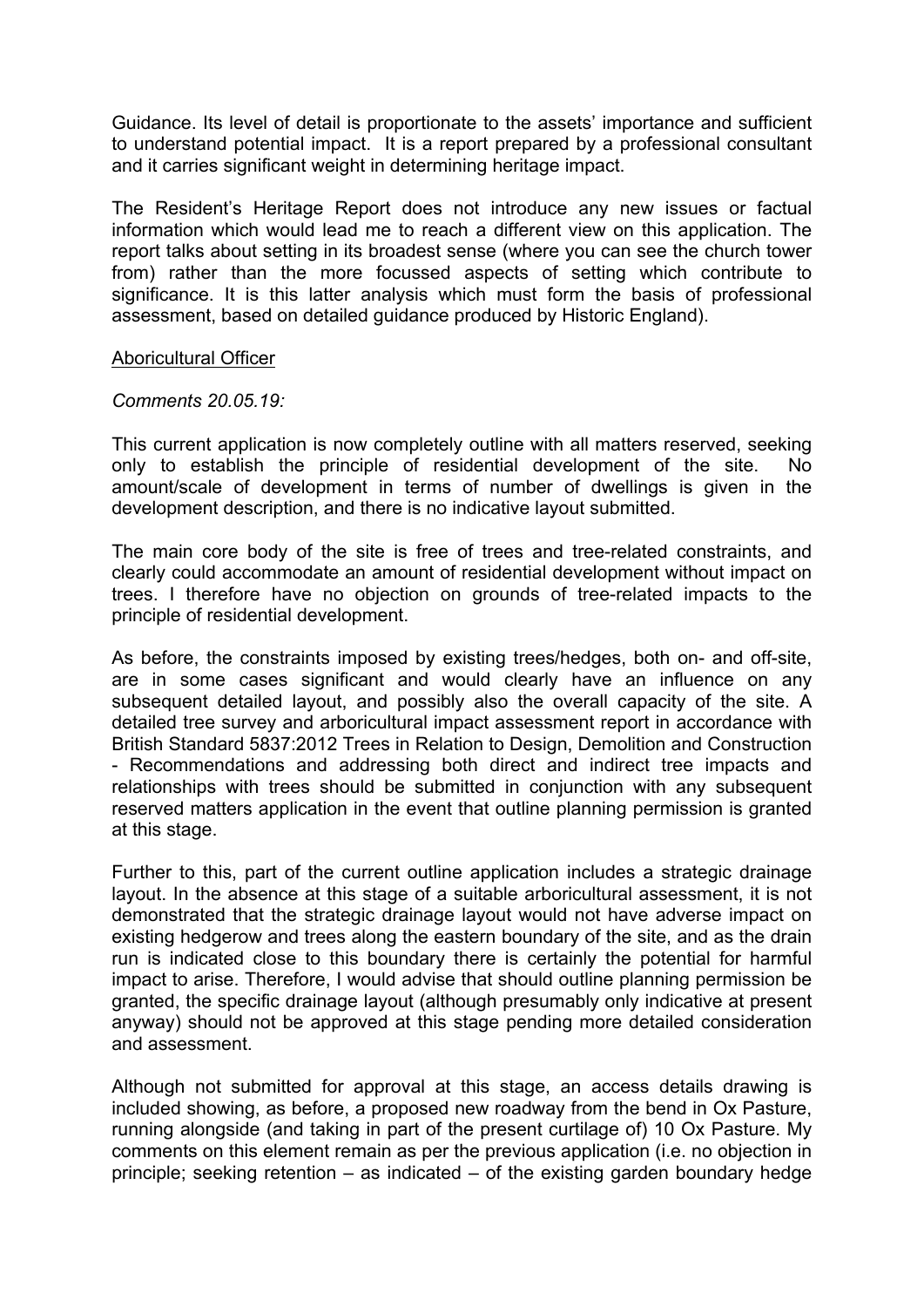Guidance. Its level of detail is proportionate to the assets' importance and sufficient to understand potential impact. It is a report prepared by a professional consultant and it carries significant weight in determining heritage impact.

The Resident's Heritage Report does not introduce any new issues or factual information which would lead me to reach a different view on this application. The report talks about setting in its broadest sense (where you can see the church tower from) rather than the more focussed aspects of setting which contribute to significance. It is this latter analysis which must form the basis of professional assessment, based on detailed guidance produced by Historic England).

Aboricultural Officer

*Comments 20.05.19:*

This current application is now completely outline with all matters reserved, seeking only to establish the principle of residential development of the site. No amount/scale of development in terms of number of dwellings is given in the development description, and there is no indicative layout submitted.

The main core body of the site is free of trees and tree-related constraints, and clearly could accommodate an amount of residential development without impact on trees. I therefore have no objection on grounds of tree-related impacts to the principle of residential development.

As before, the constraints imposed by existing trees/hedges, both on- and off-site, are in some cases significant and would clearly have an influence on any subsequent detailed layout, and possibly also the overall capacity of the site. A detailed tree survey and arboricultural impact assessment report in accordance with British Standard 5837:2012 Trees in Relation to Design, Demolition and Construction - Recommendations and addressing both direct and indirect tree impacts and relationships with trees should be submitted in conjunction with any subsequent reserved matters application in the event that outline planning permission is granted at this stage.

Further to this, part of the current outline application includes a strategic drainage layout. In the absence at this stage of a suitable arboricultural assessment, it is not demonstrated that the strategic drainage layout would not have adverse impact on existing hedgerow and trees along the eastern boundary of the site, and as the drain run is indicated close to this boundary there is certainly the potential for harmful impact to arise. Therefore, I would advise that should outline planning permission be granted, the specific drainage layout (although presumably only indicative at present anyway) should not be approved at this stage pending more detailed consideration and assessment.

Although not submitted for approval at this stage, an access details drawing is included showing, as before, a proposed new roadway from the bend in Ox Pasture, running alongside (and taking in part of the present curtilage of) 10 Ox Pasture. My comments on this element remain as per the previous application (i.e. no objection in principle; seeking retention – as indicated – of the existing garden boundary hedge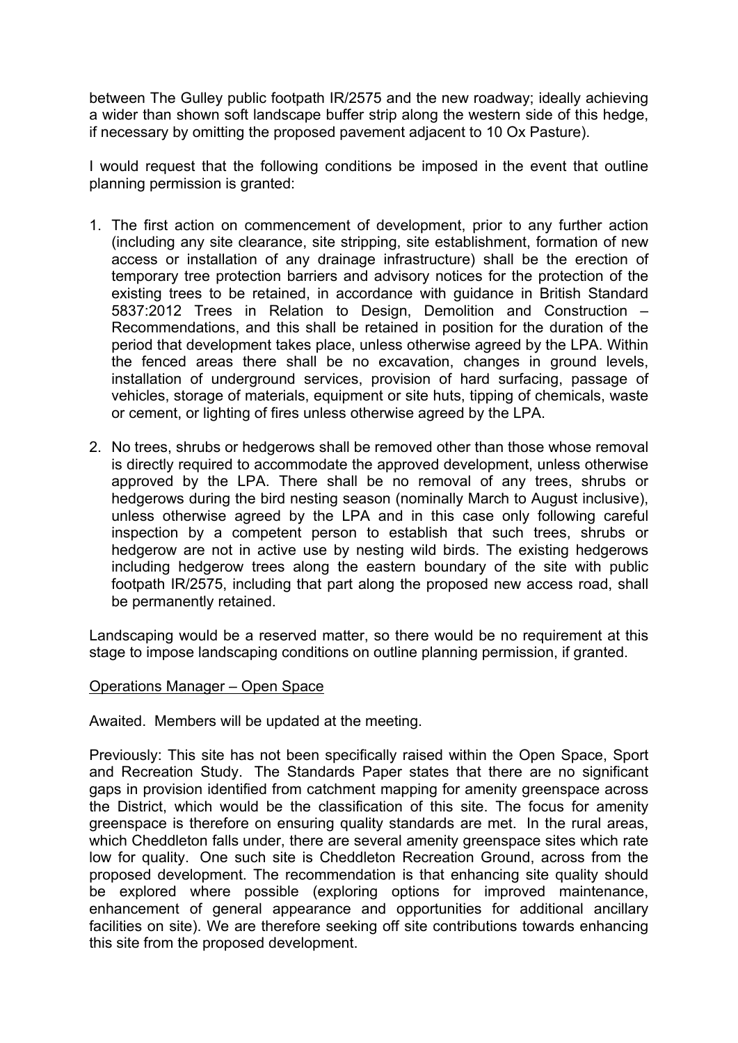between The Gulley public footpath IR/2575 and the new roadway; ideally achieving a wider than shown soft landscape buffer strip along the western side of this hedge, if necessary by omitting the proposed pavement adjacent to 10 Ox Pasture).

I would request that the following conditions be imposed in the event that outline planning permission is granted:

1. The first action on commencement of development, prior to any further action (including any site clearance, site stripping, site establishment, formation of new access or installation of any drainage infrastructure) shall be the erection of temporary tree protection barriers and advisory notices for the protection of the existing trees to be retained, in accordance with guidance in British Standard 5837:2012 Trees in Relation to Design, Demolition and Construction – Recommendations, and this shall be retained in position for the duration of the period that development takes place, unless otherwise agreed by the LPA. Within the fenced areas there shall be no excavation, changes in ground levels, installation of underground services, provision of hard surfacing, passage of vehicles, storage of materials, equipment or site huts, tipping of chemicals, waste or cement, or lighting of fires unless otherwise agreed by the LPA.

2. No trees, shrubs or hedgerows shall be removed other than those whose removal is directly required to accommodate the approved development, unless otherwise approved by the LPA. There shall be no removal of any trees, shrubs or hedgerows during the bird nesting season (nominally March to August inclusive), unless otherwise agreed by the LPA and in this case only following careful inspection by a competent person to establish that such trees, shrubs or hedgerow are not in active use by nesting wild birds. The existing hedgerows including hedgerow trees along the eastern boundary of the site with public footpath IR/2575, including that part along the proposed new access road, shall be permanently retained.

Landscaping would be a reserved matter, so there would be no requirement at this stage to impose landscaping conditions on outline planning permission, if granted.

<u>Operations Manager – Open Space</u>

Awaited. Members will be updated at the meeting.

Previously: This site has not been specifically raised within the Open Space, Sport and Recreation Study. The Standards Paper states that there are no significant gaps in provision identified from catchment mapping for amenity greenspace across the District, which would be the classification of this site. The focus for amenity greenspace is therefore on ensuring quality standards are met. In the rural areas, which Cheddleton falls under, there are several amenity greenspace sites which rate low for quality. One such site is Cheddleton Recreation Ground, across from the proposed development. The recommendation is that enhancing site quality should be explored where possible (exploring options for improved maintenance, enhancement of general appearance and opportunities for additional ancillary facilities on site). We are therefore seeking off site contributions towards enhancing this site from the proposed development.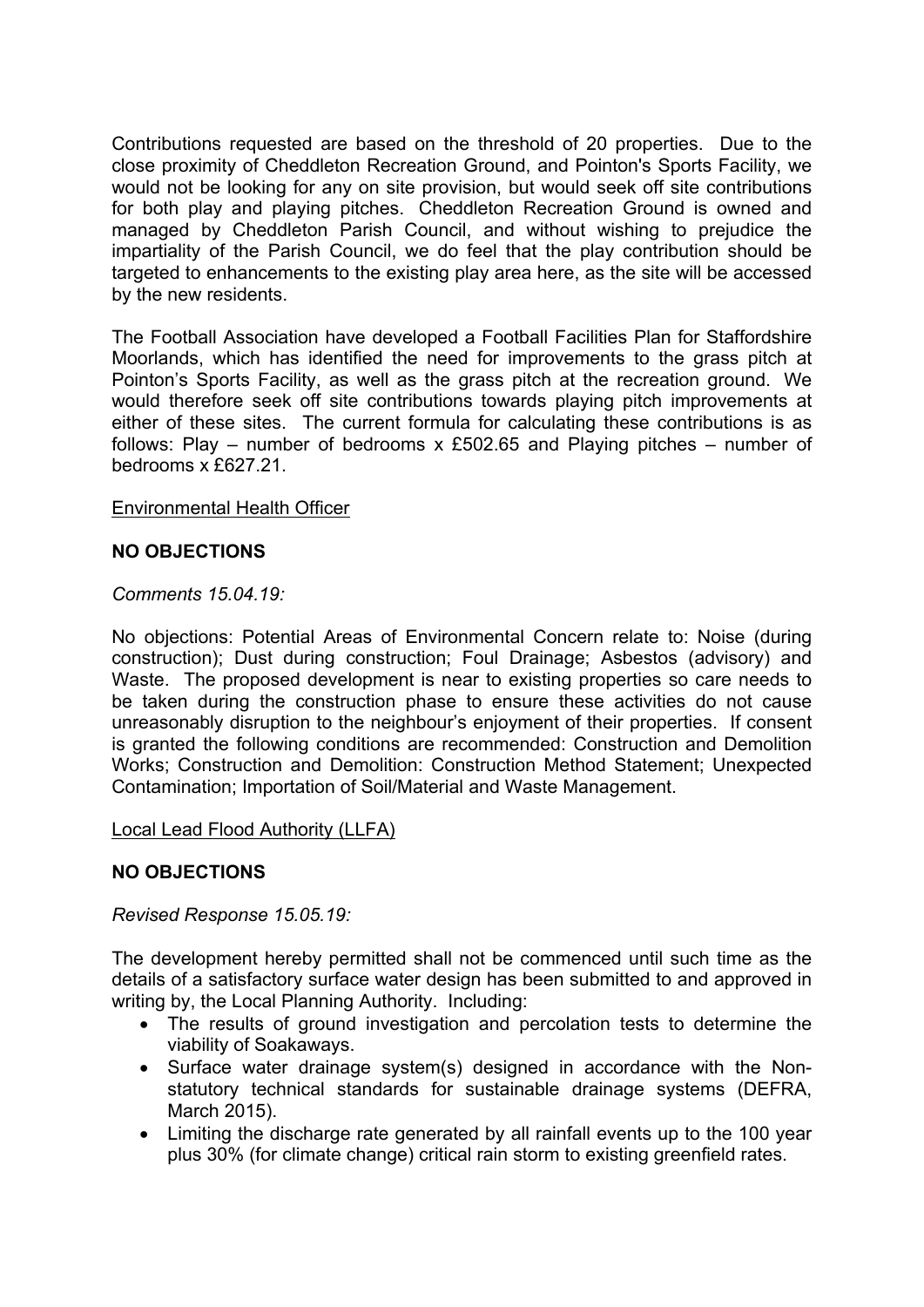Contributions requested are based on the threshold of 20 properties. Due to the close proximity of Cheddleton Recreation Ground, and Pointon's Sports Facility, we would not be looking for any on site provision, but would seek off site contributions for both play and playing pitches. Cheddleton Recreation Ground is owned and managed by Cheddleton Parish Council, and without wishing to prejudice the impartiality of the Parish Council, we do feel that the play contribution should be targeted to enhancements to the existing play area here, as the site will be accessed by the new residents.

The Football Association have developed a Football Facilities Plan for Staffordshire Moorlands, which has identified the need for improvements to the grass pitch at Pointon's Sports Facility, as well as the grass pitch at the recreation ground. We would therefore seek off site contributions towards playing pitch improvements at either of these sites. The current formula for calculating these contributions is as follows: Play – number of bedrooms x £502.65 and Playing pitches – number of bedrooms x £627.21.

Environmental Health Officer

**NO OBJECTIONS**

*Comments 15.04.19:*

No objections: Potential Areas of Environmental Concern relate to: Noise (during construction); Dust during construction; Foul Drainage; Asbestos (advisory) and Waste. The proposed development is near to existing properties so care needs to be taken during the construction phase to ensure these activities do not cause unreasonably disruption to the neighbour's enjoyment of their properties. If consent is granted the following conditions are recommended: Construction and Demolition Works; Construction and Demolition: Construction Method Statement; Unexpected Contamination; Importation of Soil/Material and Waste Management.

Local Lead Flood Authority (LLFA)

**NO OBJECTIONS**

*Revised Response 15.05.19:*

The development hereby permitted shall not be commenced until such time as the details of a satisfactory surface water design has been submitted to and approved in writing by, the Local Planning Authority. Including:

- The results of ground investigation and percolation tests to determine the viability of Soakaways.
- Surface water drainage system(s) designed in accordance with the Non-statutory technical standards for sustainable drainage systems (DEFRA, March 2015).
- Limiting the discharge rate generated by all rainfall events up to the 100 year plus 30% (for climate change) critical rain storm to existing greenfield rates.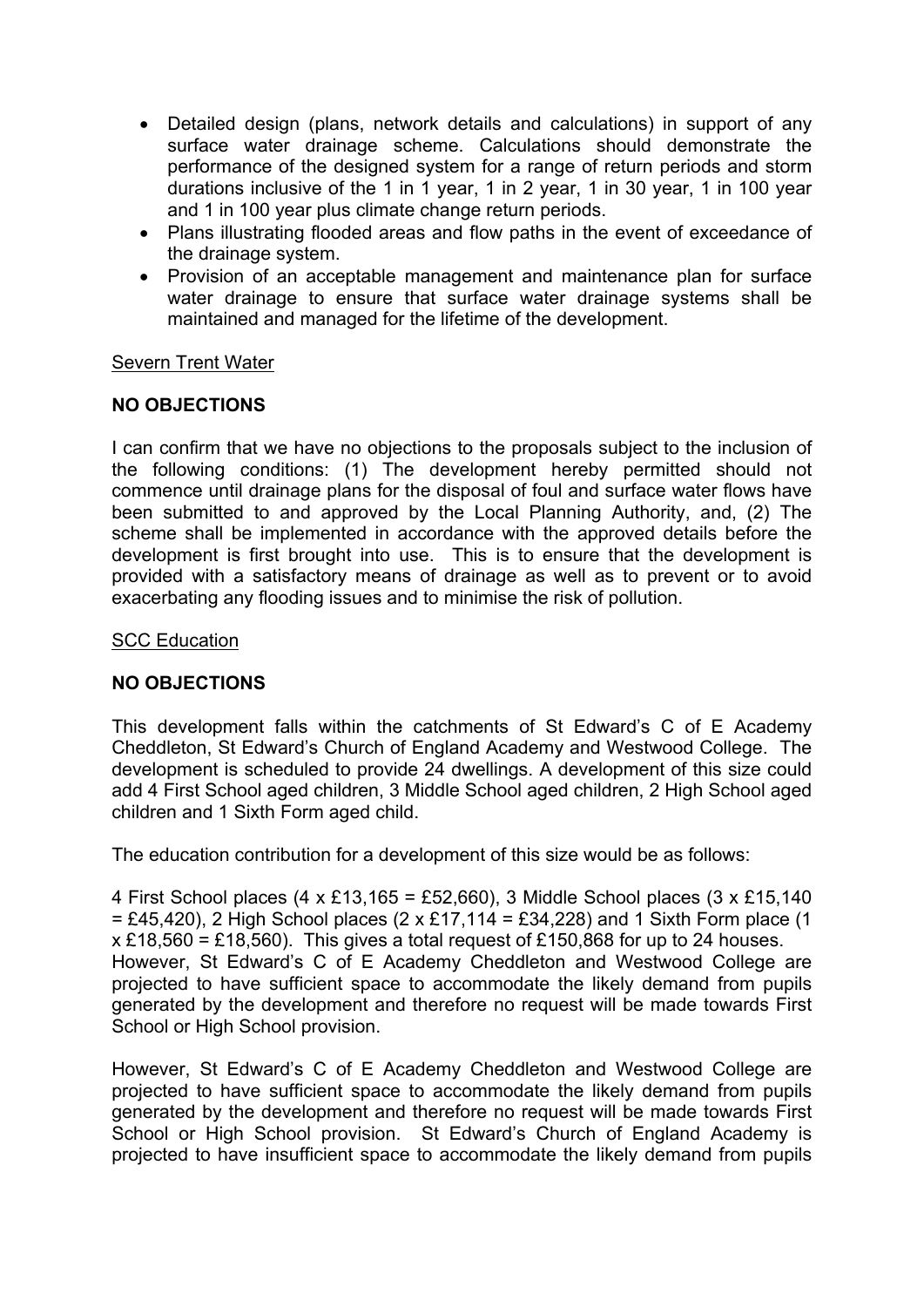- Detailed design (plans, network details and calculations) in support of any surface water drainage scheme. Calculations should demonstrate the performance of the designed system for a range of return periods and storm durations inclusive of the 1 in 1 year, 1 in 2 year, 1 in 30 year, 1 in 100 year and 1 in 100 year plus climate change return periods.
- Plans illustrating flooded areas and flow paths in the event of exceedance of the drainage system.
- Provision of an acceptable management and maintenance plan for surface water drainage to ensure that surface water drainage systems shall be maintained and managed for the lifetime of the development.

Severn Trent Water

**NO OBJECTIONS**

I can confirm that we have no objections to the proposals subject to the inclusion of the following conditions: (1) The development hereby permitted should not commence until drainage plans for the disposal of foul and surface water flows have been submitted to and approved by the Local Planning Authority, and, (2) The scheme shall be implemented in accordance with the approved details before the development is first brought into use. This is to ensure that the development is provided with a satisfactory means of drainage as well as to prevent or to avoid exacerbating any flooding issues and to minimise the risk of pollution.

SCC Education

**NO OBJECTIONS**

This development falls within the catchments of St Edward's C of E Academy Cheddleton, St Edward's Church of England Academy and Westwood College. The development is scheduled to provide 24 dwellings. A development of this size could add 4 First School aged children, 3 Middle School aged children, 2 High School aged children and 1 Sixth Form aged child.

The education contribution for a development of this size would be as follows:

4 First School places (4 x £13,165 = £52,660), 3 Middle School places (3 x £15,140 = £45,420), 2 High School places (2 x £17,114 = £34,228) and 1 Sixth Form place (1 x £18,560 = £18,560). This gives a total request of £150,868 for up to 24 houses.
However, St Edward's C of E Academy Cheddleton and Westwood College are projected to have sufficient space to accommodate the likely demand from pupils generated by the development and therefore no request will be made towards First School or High School provision.

However, St Edward's C of E Academy Cheddleton and Westwood College are projected to have sufficient space to accommodate the likely demand from pupils generated by the development and therefore no request will be made towards First School or High School provision. St Edward's Church of England Academy is projected to have insufficient space to accommodate the likely demand from pupils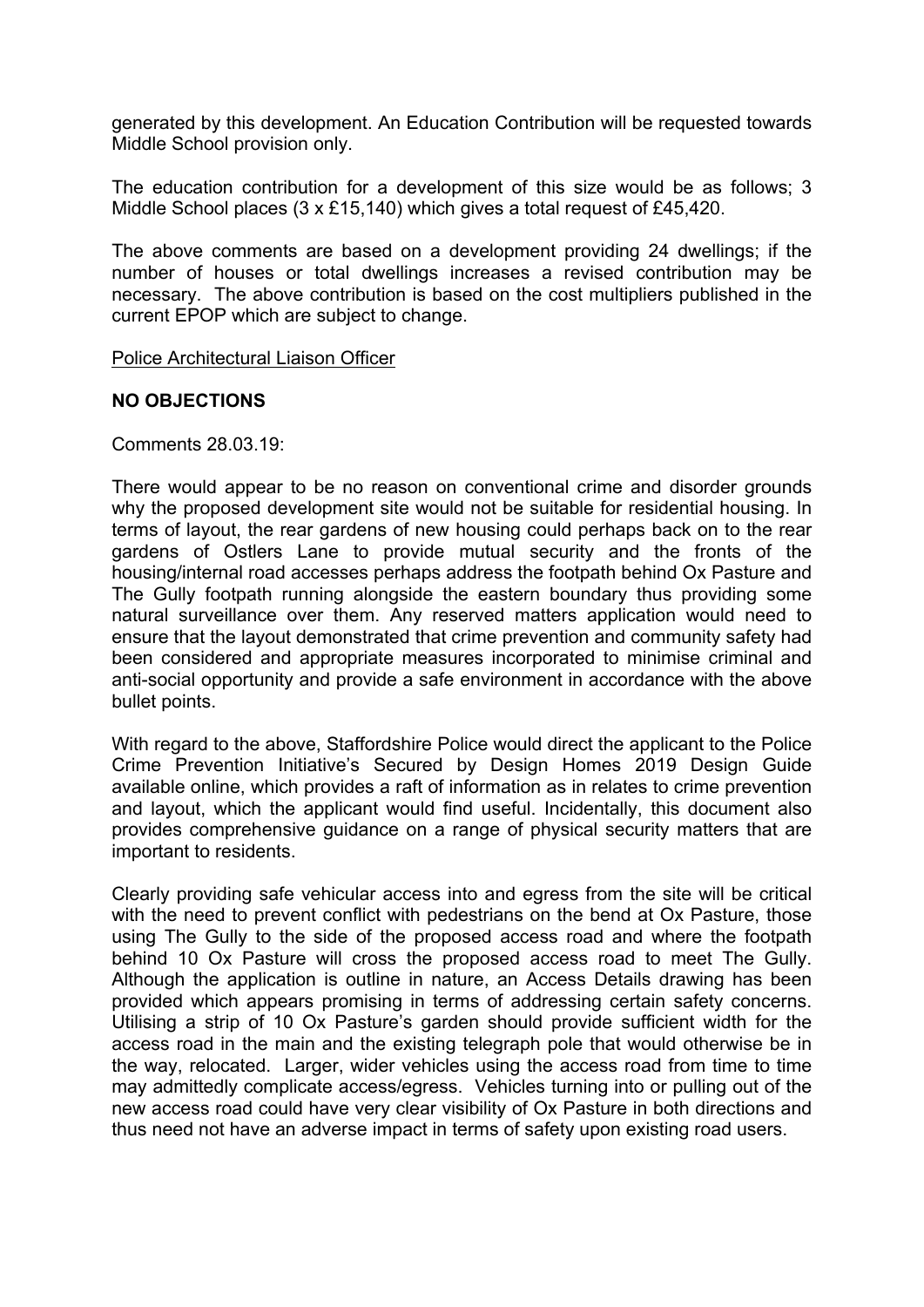generated by this development. An Education Contribution will be requested towards Middle School provision only.

The education contribution for a development of this size would be as follows; 3 Middle School places (3 x £15,140) which gives a total request of £45,420.

The above comments are based on a development providing 24 dwellings; if the number of houses or total dwellings increases a revised contribution may be necessary. The above contribution is based on the cost multipliers published in the current EPOP which are subject to change.

Police Architectural Liaison Officer

**NO OBJECTIONS**

Comments 28.03.19:

There would appear to be no reason on conventional crime and disorder grounds why the proposed development site would not be suitable for residential housing. In terms of layout, the rear gardens of new housing could perhaps back on to the rear gardens of Ostlers Lane to provide mutual security and the fronts of the housing/internal road accesses perhaps address the footpath behind Ox Pasture and The Gully footpath running alongside the eastern boundary thus providing some natural surveillance over them. Any reserved matters application would need to ensure that the layout demonstrated that crime prevention and community safety had been considered and appropriate measures incorporated to minimise criminal and anti-social opportunity and provide a safe environment in accordance with the above bullet points.

With regard to the above, Staffordshire Police would direct the applicant to the Police Crime Prevention Initiative's Secured by Design Homes 2019 Design Guide available online, which provides a raft of information as in relates to crime prevention and layout, which the applicant would find useful. Incidentally, this document also provides comprehensive guidance on a range of physical security matters that are important to residents.

Clearly providing safe vehicular access into and egress from the site will be critical with the need to prevent conflict with pedestrians on the bend at Ox Pasture, those using The Gully to the side of the proposed access road and where the footpath behind 10 Ox Pasture will cross the proposed access road to meet The Gully. Although the application is outline in nature, an Access Details drawing has been provided which appears promising in terms of addressing certain safety concerns. Utilising a strip of 10 Ox Pasture's garden should provide sufficient width for the access road in the main and the existing telegraph pole that would otherwise be in the way, relocated. Larger, wider vehicles using the access road from time to time may admittedly complicate access/egress. Vehicles turning into or pulling out of the new access road could have very clear visibility of Ox Pasture in both directions and thus need not have an adverse impact in terms of safety upon existing road users.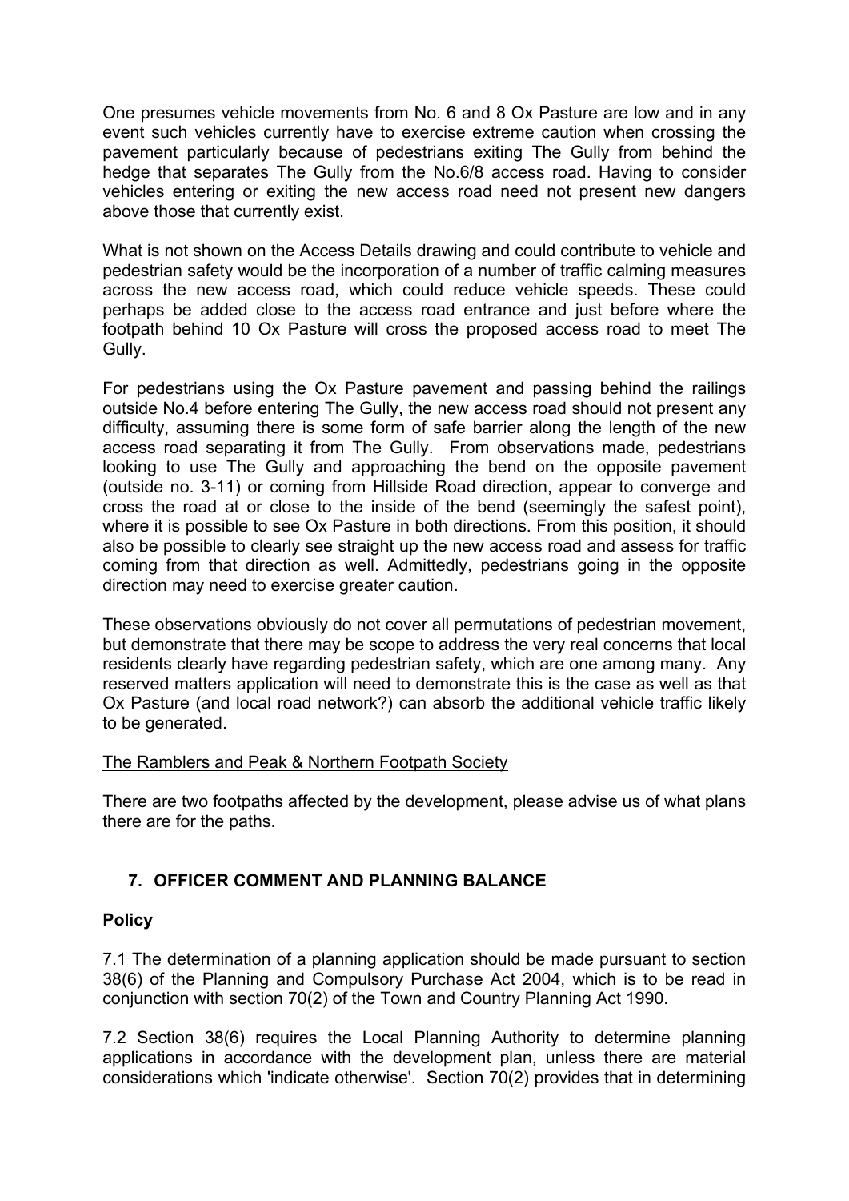One presumes vehicle movements from No. 6 and 8 Ox Pasture are low and in any event such vehicles currently have to exercise extreme caution when crossing the pavement particularly because of pedestrians exiting The Gully from behind the hedge that separates The Gully from the No.6/8 access road. Having to consider vehicles entering or exiting the new access road need not present new dangers above those that currently exist.

What is not shown on the Access Details drawing and could contribute to vehicle and pedestrian safety would be the incorporation of a number of traffic calming measures across the new access road, which could reduce vehicle speeds. These could perhaps be added close to the access road entrance and just before where the footpath behind 10 Ox Pasture will cross the proposed access road to meet The Gully.

For pedestrians using the Ox Pasture pavement and passing behind the railings outside No.4 before entering The Gully, the new access road should not present any difficulty, assuming there is some form of safe barrier along the length of the new access road separating it from The Gully. From observations made, pedestrians looking to use The Gully and approaching the bend on the opposite pavement (outside no. 3-11) or coming from Hillside Road direction, appear to converge and cross the road at or close to the inside of the bend (seemingly the safest point), where it is possible to see Ox Pasture in both directions. From this position, it should also be possible to clearly see straight up the new access road and assess for traffic coming from that direction as well. Admittedly, pedestrians going in the opposite direction may need to exercise greater caution.

These observations obviously do not cover all permutations of pedestrian movement, but demonstrate that there may be scope to address the very real concerns that local residents clearly have regarding pedestrian safety, which are one among many. Any reserved matters application will need to demonstrate this is the case as well as that Ox Pasture (and local road network?) can absorb the additional vehicle traffic likely to be generated.

The Ramblers and Peak & Northern Footpath Society

There are two footpaths affected by the development, please advise us of what plans there are for the paths.

## 7. OFFICER COMMENT AND PLANNING BALANCE

### Policy

7.1 The determination of a planning application should be made pursuant to section 38(6) of the Planning and Compulsory Purchase Act 2004, which is to be read in conjunction with section 70(2) of the Town and Country Planning Act 1990.

7.2 Section 38(6) requires the Local Planning Authority to determine planning applications in accordance with the development plan, unless there are material considerations which 'indicate otherwise'. Section 70(2) provides that in determining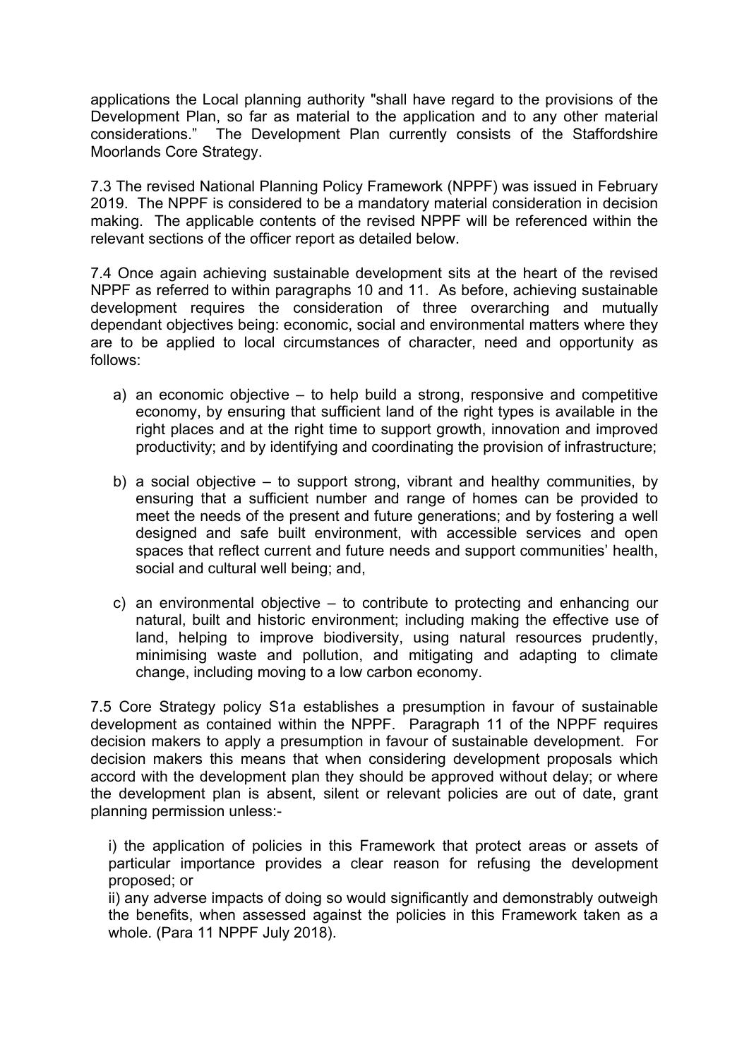applications the Local planning authority "shall have regard to the provisions of the Development Plan, so far as material to the application and to any other material considerations." The Development Plan currently consists of the Staffordshire Moorlands Core Strategy.

7.3 The revised National Planning Policy Framework (NPPF) was issued in February 2019. The NPPF is considered to be a mandatory material consideration in decision making. The applicable contents of the revised NPPF will be referenced within the relevant sections of the officer report as detailed below.

7.4 Once again achieving sustainable development sits at the heart of the revised NPPF as referred to within paragraphs 10 and 11. As before, achieving sustainable development requires the consideration of three overarching and mutually dependant objectives being: economic, social and environmental matters where they are to be applied to local circumstances of character, need and opportunity as follows:

a) an economic objective – to help build a strong, responsive and competitive economy, by ensuring that sufficient land of the right types is available in the right places and at the right time to support growth, innovation and improved productivity; and by identifying and coordinating the provision of infrastructure;

b) a social objective – to support strong, vibrant and healthy communities, by ensuring that a sufficient number and range of homes can be provided to meet the needs of the present and future generations; and by fostering a well designed and safe built environment, with accessible services and open spaces that reflect current and future needs and support communities' health, social and cultural well being; and,

c) an environmental objective – to contribute to protecting and enhancing our natural, built and historic environment; including making the effective use of land, helping to improve biodiversity, using natural resources prudently, minimising waste and pollution, and mitigating and adapting to climate change, including moving to a low carbon economy.

7.5 Core Strategy policy S1a establishes a presumption in favour of sustainable development as contained within the NPPF. Paragraph 11 of the NPPF requires decision makers to apply a presumption in favour of sustainable development. For decision makers this means that when considering development proposals which accord with the development plan they should be approved without delay; or where the development plan is absent, silent or relevant policies are out of date, grant planning permission unless:-

i) the application of policies in this Framework that protect areas or assets of particular importance provides a clear reason for refusing the development proposed; or

ii) any adverse impacts of doing so would significantly and demonstrably outweigh the benefits, when assessed against the policies in this Framework taken as a whole. (Para 11 NPPF July 2018).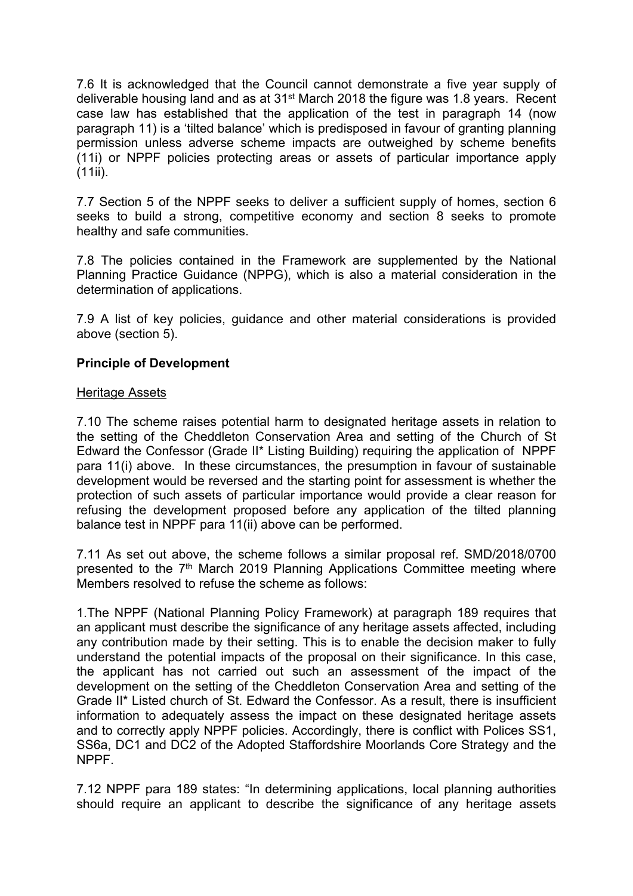7.6 It is acknowledged that the Council cannot demonstrate a five year supply of deliverable housing land and as at 31st March 2018 the figure was 1.8 years. Recent case law has established that the application of the test in paragraph 14 (now paragraph 11) is a 'tilted balance' which is predisposed in favour of granting planning permission unless adverse scheme impacts are outweighed by scheme benefits (11i) or NPPF policies protecting areas or assets of particular importance apply (11ii).

7.7 Section 5 of the NPPF seeks to deliver a sufficient supply of homes, section 6 seeks to build a strong, competitive economy and section 8 seeks to promote healthy and safe communities.

7.8 The policies contained in the Framework are supplemented by the National Planning Practice Guidance (NPPG), which is also a material consideration in the determination of applications.

7.9 A list of key policies, guidance and other material considerations is provided above (section 5).

**Principle of Development**

Heritage Assets

7.10 The scheme raises potential harm to designated heritage assets in relation to the setting of the Cheddleton Conservation Area and setting of the Church of St Edward the Confessor (Grade II* Listing Building) requiring the application of NPPF para 11(i) above. In these circumstances, the presumption in favour of sustainable development would be reversed and the starting point for assessment is whether the protection of such assets of particular importance would provide a clear reason for refusing the development proposed before any application of the tilted planning balance test in NPPF para 11(ii) above can be performed.

7.11 As set out above, the scheme follows a similar proposal ref. SMD/2018/0700 presented to the 7th March 2019 Planning Applications Committee meeting where Members resolved to refuse the scheme as follows:

1.The NPPF (National Planning Policy Framework) at paragraph 189 requires that an applicant must describe the significance of any heritage assets affected, including any contribution made by their setting. This is to enable the decision maker to fully understand the potential impacts of the proposal on their significance. In this case, the applicant has not carried out such an assessment of the impact of the development on the setting of the Cheddleton Conservation Area and setting of the Grade II* Listed church of St. Edward the Confessor. As a result, there is insufficient information to adequately assess the impact on these designated heritage assets and to correctly apply NPPF policies. Accordingly, there is conflict with Polices SS1, SS6a, DC1 and DC2 of the Adopted Staffordshire Moorlands Core Strategy and the NPPF.

7.12 NPPF para 189 states: "In determining applications, local planning authorities should require an applicant to describe the significance of any heritage assets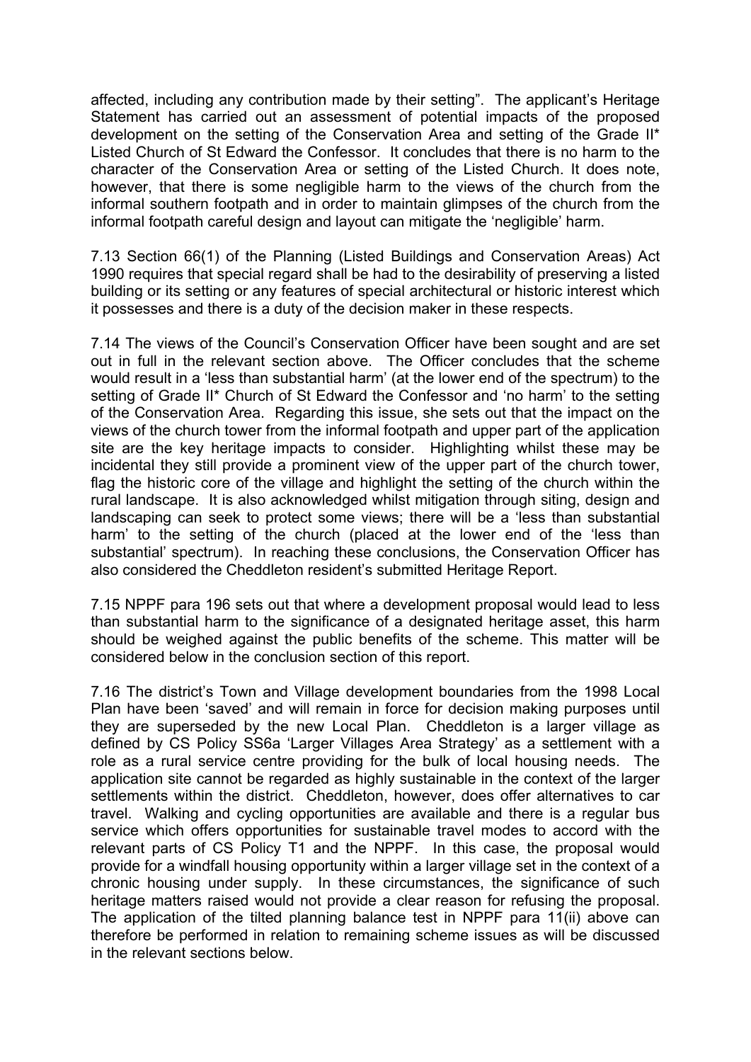affected, including any contribution made by their setting". The applicant's Heritage Statement has carried out an assessment of potential impacts of the proposed development on the setting of the Conservation Area and setting of the Grade II* Listed Church of St Edward the Confessor. It concludes that there is no harm to the character of the Conservation Area or setting of the Listed Church. It does note, however, that there is some negligible harm to the views of the church from the informal southern footpath and in order to maintain glimpses of the church from the informal footpath careful design and layout can mitigate the 'negligible' harm.

7.13 Section 66(1) of the Planning (Listed Buildings and Conservation Areas) Act 1990 requires that special regard shall be had to the desirability of preserving a listed building or its setting or any features of special architectural or historic interest which it possesses and there is a duty of the decision maker in these respects.

7.14 The views of the Council's Conservation Officer have been sought and are set out in full in the relevant section above. The Officer concludes that the scheme would result in a 'less than substantial harm' (at the lower end of the spectrum) to the setting of Grade II* Church of St Edward the Confessor and 'no harm' to the setting of the Conservation Area. Regarding this issue, she sets out that the impact on the views of the church tower from the informal footpath and upper part of the application site are the key heritage impacts to consider. Highlighting whilst these may be incidental they still provide a prominent view of the upper part of the church tower, flag the historic core of the village and highlight the setting of the church within the rural landscape. It is also acknowledged whilst mitigation through siting, design and landscaping can seek to protect some views; there will be a 'less than substantial harm' to the setting of the church (placed at the lower end of the 'less than substantial' spectrum). In reaching these conclusions, the Conservation Officer has also considered the Cheddleton resident's submitted Heritage Report.

7.15 NPPF para 196 sets out that where a development proposal would lead to less than substantial harm to the significance of a designated heritage asset, this harm should be weighed against the public benefits of the scheme. This matter will be considered below in the conclusion section of this report.

7.16 The district's Town and Village development boundaries from the 1998 Local Plan have been 'saved' and will remain in force for decision making purposes until they are superseded by the new Local Plan. Cheddleton is a larger village as defined by CS Policy SS6a 'Larger Villages Area Strategy' as a settlement with a role as a rural service centre providing for the bulk of local housing needs. The application site cannot be regarded as highly sustainable in the context of the larger settlements within the district. Cheddleton, however, does offer alternatives to car travel. Walking and cycling opportunities are available and there is a regular bus service which offers opportunities for sustainable travel modes to accord with the relevant parts of CS Policy T1 and the NPPF. In this case, the proposal would provide for a windfall housing opportunity within a larger village set in the context of a chronic housing under supply. In these circumstances, the significance of such heritage matters raised would not provide a clear reason for refusing the proposal. The application of the tilted planning balance test in NPPF para 11(ii) above can therefore be performed in relation to remaining scheme issues as will be discussed in the relevant sections below.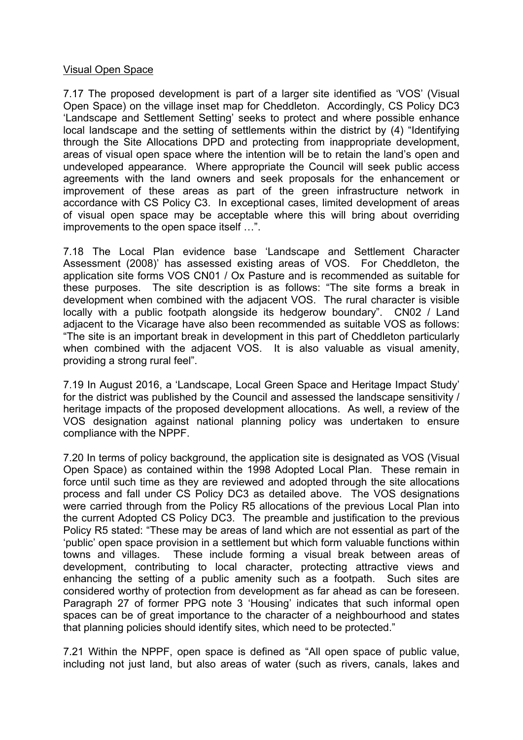Visual Open Space

7.17 The proposed development is part of a larger site identified as 'VOS' (Visual Open Space) on the village inset map for Cheddleton. Accordingly, CS Policy DC3 'Landscape and Settlement Setting' seeks to protect and where possible enhance local landscape and the setting of settlements within the district by (4) "Identifying through the Site Allocations DPD and protecting from inappropriate development, areas of visual open space where the intention will be to retain the land's open and undeveloped appearance. Where appropriate the Council will seek public access agreements with the land owners and seek proposals for the enhancement or improvement of these areas as part of the green infrastructure network in accordance with CS Policy C3. In exceptional cases, limited development of areas of visual open space may be acceptable where this will bring about overriding improvements to the open space itself …".

7.18 The Local Plan evidence base 'Landscape and Settlement Character Assessment (2008)' has assessed existing areas of VOS. For Cheddleton, the application site forms VOS CN01 / Ox Pasture and is recommended as suitable for these purposes. The site description is as follows: "The site forms a break in development when combined with the adjacent VOS. The rural character is visible locally with a public footpath alongside its hedgerow boundary". CN02 / Land adjacent to the Vicarage have also been recommended as suitable VOS as follows: "The site is an important break in development in this part of Cheddleton particularly when combined with the adjacent VOS. It is also valuable as visual amenity, providing a strong rural feel".

7.19 In August 2016, a 'Landscape, Local Green Space and Heritage Impact Study' for the district was published by the Council and assessed the landscape sensitivity / heritage impacts of the proposed development allocations. As well, a review of the VOS designation against national planning policy was undertaken to ensure compliance with the NPPF.

7.20 In terms of policy background, the application site is designated as VOS (Visual Open Space) as contained within the 1998 Adopted Local Plan. These remain in force until such time as they are reviewed and adopted through the site allocations process and fall under CS Policy DC3 as detailed above. The VOS designations were carried through from the Policy R5 allocations of the previous Local Plan into the current Adopted CS Policy DC3. The preamble and justification to the previous Policy R5 stated: "These may be areas of land which are not essential as part of the 'public' open space provision in a settlement but which form valuable functions within towns and villages. These include forming a visual break between areas of development, contributing to local character, protecting attractive views and enhancing the setting of a public amenity such as a footpath. Such sites are considered worthy of protection from development as far ahead as can be foreseen. Paragraph 27 of former PPG note 3 'Housing' indicates that such informal open spaces can be of great importance to the character of a neighbourhood and states that planning policies should identify sites, which need to be protected."

7.21 Within the NPPF, open space is defined as "All open space of public value, including not just land, but also areas of water (such as rivers, canals, lakes and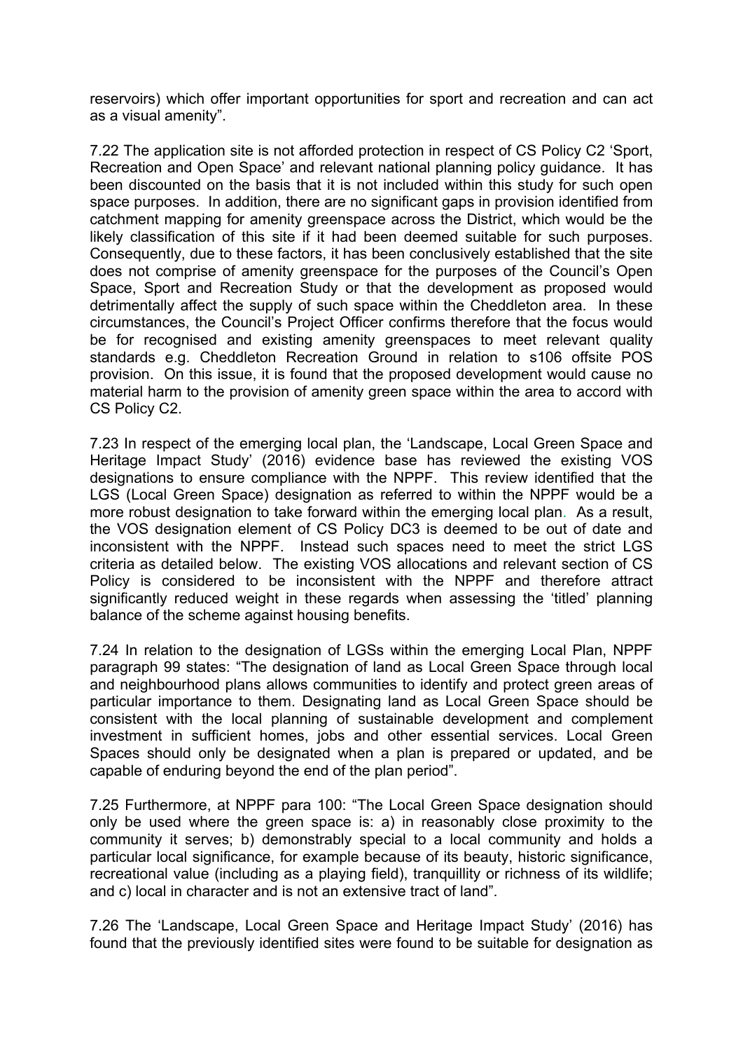reservoirs) which offer important opportunities for sport and recreation and can act as a visual amenity".

7.22 The application site is not afforded protection in respect of CS Policy C2 'Sport, Recreation and Open Space' and relevant national planning policy guidance. It has been discounted on the basis that it is not included within this study for such open space purposes. In addition, there are no significant gaps in provision identified from catchment mapping for amenity greenspace across the District, which would be the likely classification of this site if it had been deemed suitable for such purposes. Consequently, due to these factors, it has been conclusively established that the site does not comprise of amenity greenspace for the purposes of the Council's Open Space, Sport and Recreation Study or that the development as proposed would detrimentally affect the supply of such space within the Cheddleton area. In these circumstances, the Council's Project Officer confirms therefore that the focus would be for recognised and existing amenity greenspaces to meet relevant quality standards e.g. Cheddleton Recreation Ground in relation to s106 offsite POS provision. On this issue, it is found that the proposed development would cause no material harm to the provision of amenity green space within the area to accord with CS Policy C2.

7.23 In respect of the emerging local plan, the 'Landscape, Local Green Space and Heritage Impact Study' (2016) evidence base has reviewed the existing VOS designations to ensure compliance with the NPPF. This review identified that the LGS (Local Green Space) designation as referred to within the NPPF would be a more robust designation to take forward within the emerging local plan. As a result, the VOS designation element of CS Policy DC3 is deemed to be out of date and inconsistent with the NPPF. Instead such spaces need to meet the strict LGS criteria as detailed below. The existing VOS allocations and relevant section of CS Policy is considered to be inconsistent with the NPPF and therefore attract significantly reduced weight in these regards when assessing the 'titled' planning balance of the scheme against housing benefits.

7.24 In relation to the designation of LGSs within the emerging Local Plan, NPPF paragraph 99 states: "The designation of land as Local Green Space through local and neighbourhood plans allows communities to identify and protect green areas of particular importance to them. Designating land as Local Green Space should be consistent with the local planning of sustainable development and complement investment in sufficient homes, jobs and other essential services. Local Green Spaces should only be designated when a plan is prepared or updated, and be capable of enduring beyond the end of the plan period".

7.25 Furthermore, at NPPF para 100: "The Local Green Space designation should only be used where the green space is: a) in reasonably close proximity to the community it serves; b) demonstrably special to a local community and holds a particular local significance, for example because of its beauty, historic significance, recreational value (including as a playing field), tranquillity or richness of its wildlife; and c) local in character and is not an extensive tract of land".

7.26 The 'Landscape, Local Green Space and Heritage Impact Study' (2016) has found that the previously identified sites were found to be suitable for designation as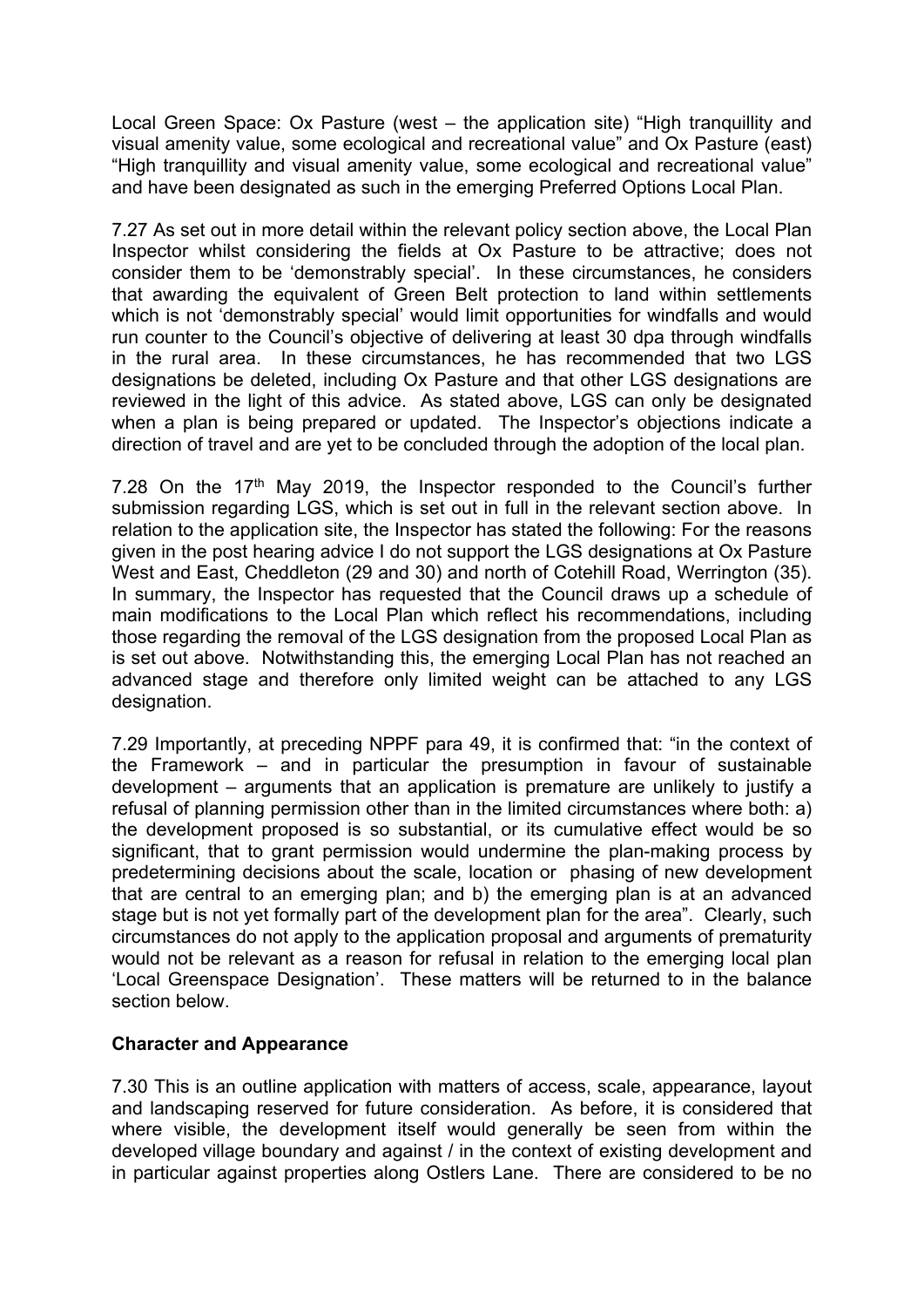Local Green Space: Ox Pasture (west – the application site) "High tranquillity and visual amenity value, some ecological and recreational value" and Ox Pasture (east) "High tranquillity and visual amenity value, some ecological and recreational value" and have been designated as such in the emerging Preferred Options Local Plan.

7.27 As set out in more detail within the relevant policy section above, the Local Plan Inspector whilst considering the fields at Ox Pasture to be attractive; does not consider them to be 'demonstrably special'. In these circumstances, he considers that awarding the equivalent of Green Belt protection to land within settlements which is not 'demonstrably special' would limit opportunities for windfalls and would run counter to the Council's objective of delivering at least 30 dpa through windfalls in the rural area. In these circumstances, he has recommended that two LGS designations be deleted, including Ox Pasture and that other LGS designations are reviewed in the light of this advice. As stated above, LGS can only be designated when a plan is being prepared or updated. The Inspector's objections indicate a direction of travel and are yet to be concluded through the adoption of the local plan.

7.28 On the 17th May 2019, the Inspector responded to the Council's further submission regarding LGS, which is set out in full in the relevant section above. In relation to the application site, the Inspector has stated the following: For the reasons given in the post hearing advice I do not support the LGS designations at Ox Pasture West and East, Cheddleton (29 and 30) and north of Cotehill Road, Werrington (35). In summary, the Inspector has requested that the Council draws up a schedule of main modifications to the Local Plan which reflect his recommendations, including those regarding the removal of the LGS designation from the proposed Local Plan as is set out above. Notwithstanding this, the emerging Local Plan has not reached an advanced stage and therefore only limited weight can be attached to any LGS designation.

7.29 Importantly, at preceding NPPF para 49, it is confirmed that: "in the context of the Framework – and in particular the presumption in favour of sustainable development – arguments that an application is premature are unlikely to justify a refusal of planning permission other than in the limited circumstances where both: a) the development proposed is so substantial, or its cumulative effect would be so significant, that to grant permission would undermine the plan-making process by predetermining decisions about the scale, location or phasing of new development that are central to an emerging plan; and b) the emerging plan is at an advanced stage but is not yet formally part of the development plan for the area". Clearly, such circumstances do not apply to the application proposal and arguments of prematurity would not be relevant as a reason for refusal in relation to the emerging local plan 'Local Greenspace Designation'. These matters will be returned to in the balance section below.

**Character and Appearance**

7.30 This is an outline application with matters of access, scale, appearance, layout and landscaping reserved for future consideration. As before, it is considered that where visible, the development itself would generally be seen from within the developed village boundary and against / in the context of existing development and in particular against properties along Ostlers Lane. There are considered to be no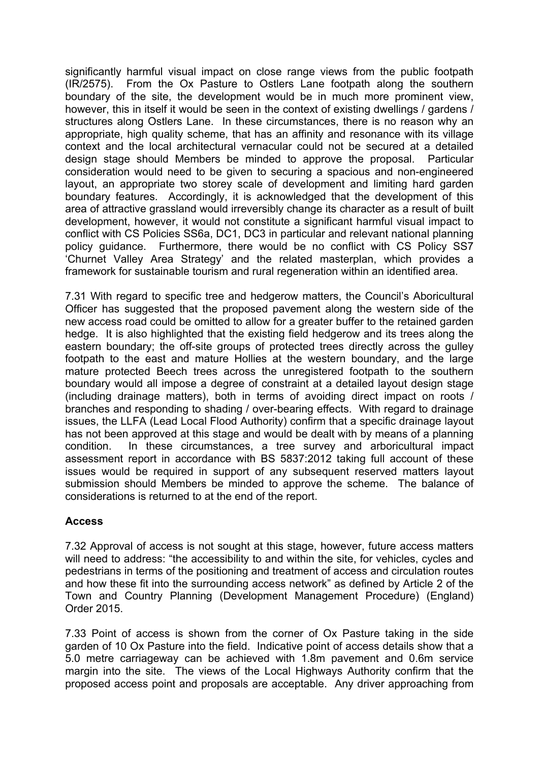significantly harmful visual impact on close range views from the public footpath (IR/2575). From the Ox Pasture to Ostlers Lane footpath along the southern boundary of the site, the development would be in much more prominent view, however, this in itself it would be seen in the context of existing dwellings / gardens / structures along Ostlers Lane. In these circumstances, there is no reason why an appropriate, high quality scheme, that has an affinity and resonance with its village context and the local architectural vernacular could not be secured at a detailed design stage should Members be minded to approve the proposal. Particular consideration would need to be given to securing a spacious and non-engineered layout, an appropriate two storey scale of development and limiting hard garden boundary features. Accordingly, it is acknowledged that the development of this area of attractive grassland would irreversibly change its character as a result of built development, however, it would not constitute a significant harmful visual impact to conflict with CS Policies SS6a, DC1, DC3 in particular and relevant national planning policy guidance. Furthermore, there would be no conflict with CS Policy SS7 'Churnet Valley Area Strategy' and the related masterplan, which provides a framework for sustainable tourism and rural regeneration within an identified area.

7.31 With regard to specific tree and hedgerow matters, the Council's Aboricultural Officer has suggested that the proposed pavement along the western side of the new access road could be omitted to allow for a greater buffer to the retained garden hedge. It is also highlighted that the existing field hedgerow and its trees along the eastern boundary; the off-site groups of protected trees directly across the gulley footpath to the east and mature Hollies at the western boundary, and the large mature protected Beech trees across the unregistered footpath to the southern boundary would all impose a degree of constraint at a detailed layout design stage (including drainage matters), both in terms of avoiding direct impact on roots / branches and responding to shading / over-bearing effects. With regard to drainage issues, the LLFA (Lead Local Flood Authority) confirm that a specific drainage layout has not been approved at this stage and would be dealt with by means of a planning condition. In these circumstances, a tree survey and arboricultural impact assessment report in accordance with BS 5837:2012 taking full account of these issues would be required in support of any subsequent reserved matters layout submission should Members be minded to approve the scheme. The balance of considerations is returned to at the end of the report.

**Access**

7.32 Approval of access is not sought at this stage, however, future access matters will need to address: "the accessibility to and within the site, for vehicles, cycles and pedestrians in terms of the positioning and treatment of access and circulation routes and how these fit into the surrounding access network" as defined by Article 2 of the Town and Country Planning (Development Management Procedure) (England) Order 2015.

7.33 Point of access is shown from the corner of Ox Pasture taking in the side garden of 10 Ox Pasture into the field. Indicative point of access details show that a 5.0 metre carriageway can be achieved with 1.8m pavement and 0.6m service margin into the site. The views of the Local Highways Authority confirm that the proposed access point and proposals are acceptable. Any driver approaching from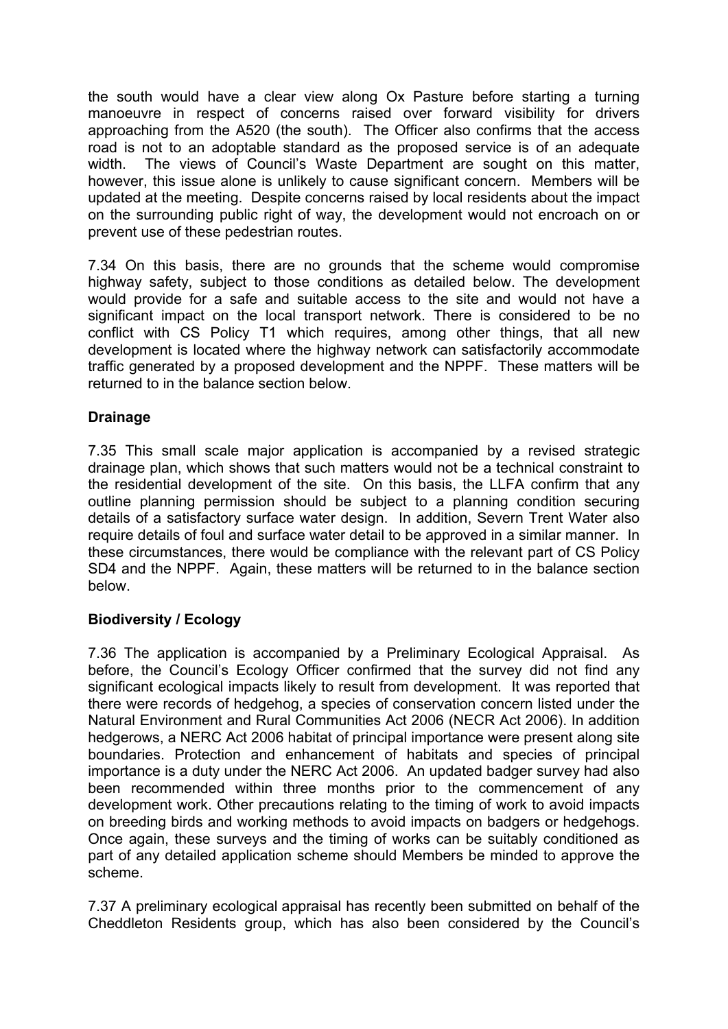the south would have a clear view along Ox Pasture before starting a turning manoeuvre in respect of concerns raised over forward visibility for drivers approaching from the A520 (the south). The Officer also confirms that the access road is not to an adoptable standard as the proposed service is of an adequate width. The views of Council's Waste Department are sought on this matter, however, this issue alone is unlikely to cause significant concern. Members will be updated at the meeting. Despite concerns raised by local residents about the impact on the surrounding public right of way, the development would not encroach on or prevent use of these pedestrian routes.

7.34 On this basis, there are no grounds that the scheme would compromise highway safety, subject to those conditions as detailed below. The development would provide for a safe and suitable access to the site and would not have a significant impact on the local transport network. There is considered to be no conflict with CS Policy T1 which requires, among other things, that all new development is located where the highway network can satisfactorily accommodate traffic generated by a proposed development and the NPPF. These matters will be returned to in the balance section below.

**Drainage**

7.35 This small scale major application is accompanied by a revised strategic drainage plan, which shows that such matters would not be a technical constraint to the residential development of the site. On this basis, the LLFA confirm that any outline planning permission should be subject to a planning condition securing details of a satisfactory surface water design. In addition, Severn Trent Water also require details of foul and surface water detail to be approved in a similar manner. In these circumstances, there would be compliance with the relevant part of CS Policy SD4 and the NPPF. Again, these matters will be returned to in the balance section below.

**Biodiversity / Ecology**

7.36 The application is accompanied by a Preliminary Ecological Appraisal. As before, the Council's Ecology Officer confirmed that the survey did not find any significant ecological impacts likely to result from development. It was reported that there were records of hedgehog, a species of conservation concern listed under the Natural Environment and Rural Communities Act 2006 (NECR Act 2006). In addition hedgerows, a NERC Act 2006 habitat of principal importance were present along site boundaries. Protection and enhancement of habitats and species of principal importance is a duty under the NERC Act 2006. An updated badger survey had also been recommended within three months prior to the commencement of any development work. Other precautions relating to the timing of work to avoid impacts on breeding birds and working methods to avoid impacts on badgers or hedgehogs. Once again, these surveys and the timing of works can be suitably conditioned as part of any detailed application scheme should Members be minded to approve the scheme.

7.37 A preliminary ecological appraisal has recently been submitted on behalf of the Cheddleton Residents group, which has also been considered by the Council's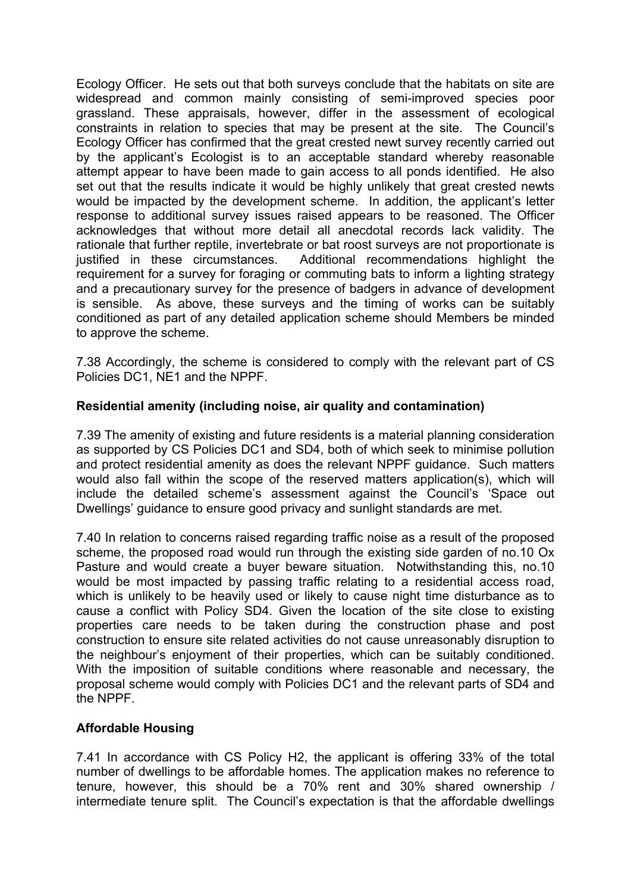Ecology Officer. He sets out that both surveys conclude that the habitats on site are widespread and common mainly consisting of semi-improved species poor grassland. These appraisals, however, differ in the assessment of ecological constraints in relation to species that may be present at the site. The Council's Ecology Officer has confirmed that the great crested newt survey recently carried out by the applicant's Ecologist is to an acceptable standard whereby reasonable attempt appear to have been made to gain access to all ponds identified. He also set out that the results indicate it would be highly unlikely that great crested newts would be impacted by the development scheme. In addition, the applicant's letter response to additional survey issues raised appears to be reasoned. The Officer acknowledges that without more detail all anecdotal records lack validity. The rationale that further reptile, invertebrate or bat roost surveys are not proportionate is justified in these circumstances. Additional recommendations highlight the requirement for a survey for foraging or commuting bats to inform a lighting strategy and a precautionary survey for the presence of badgers in advance of development is sensible. As above, these surveys and the timing of works can be suitably conditioned as part of any detailed application scheme should Members be minded to approve the scheme.

7.38 Accordingly, the scheme is considered to comply with the relevant part of CS Policies DC1, NE1 and the NPPF.

**Residential amenity (including noise, air quality and contamination)**

7.39 The amenity of existing and future residents is a material planning consideration as supported by CS Policies DC1 and SD4, both of which seek to minimise pollution and protect residential amenity as does the relevant NPPF guidance. Such matters would also fall within the scope of the reserved matters application(s), which will include the detailed scheme's assessment against the Council's 'Space out Dwellings' guidance to ensure good privacy and sunlight standards are met.

7.40 In relation to concerns raised regarding traffic noise as a result of the proposed scheme, the proposed road would run through the existing side garden of no.10 Ox Pasture and would create a buyer beware situation. Notwithstanding this, no.10 would be most impacted by passing traffic relating to a residential access road, which is unlikely to be heavily used or likely to cause night time disturbance as to cause a conflict with Policy SD4. Given the location of the site close to existing properties care needs to be taken during the construction phase and post construction to ensure site related activities do not cause unreasonably disruption to the neighbour's enjoyment of their properties, which can be suitably conditioned. With the imposition of suitable conditions where reasonable and necessary, the proposal scheme would comply with Policies DC1 and the relevant parts of SD4 and the NPPF.

**Affordable Housing**

7.41 In accordance with CS Policy H2, the applicant is offering 33% of the total number of dwellings to be affordable homes. The application makes no reference to tenure, however, this should be a 70% rent and 30% shared ownership / intermediate tenure split. The Council's expectation is that the affordable dwellings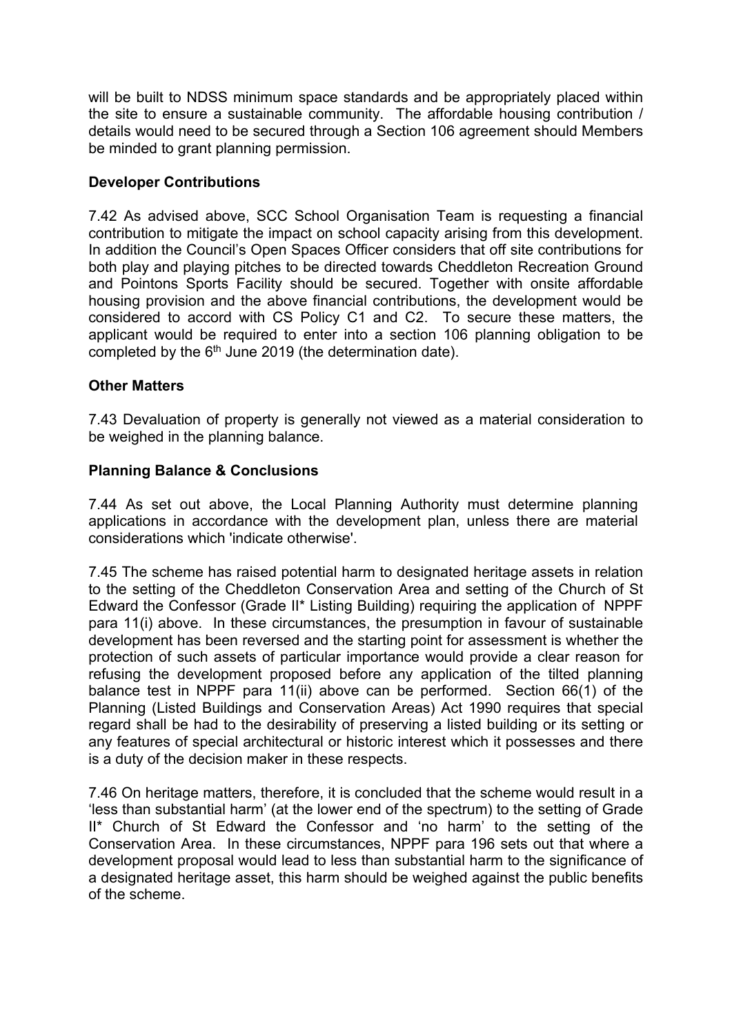will be built to NDSS minimum space standards and be appropriately placed within the site to ensure a sustainable community. The affordable housing contribution / details would need to be secured through a Section 106 agreement should Members be minded to grant planning permission.

**Developer Contributions**

7.42 As advised above, SCC School Organisation Team is requesting a financial contribution to mitigate the impact on school capacity arising from this development. In addition the Council's Open Spaces Officer considers that off site contributions for both play and playing pitches to be directed towards Cheddleton Recreation Ground and Pointons Sports Facility should be secured. Together with onsite affordable housing provision and the above financial contributions, the development would be considered to accord with CS Policy C1 and C2. To secure these matters, the applicant would be required to enter into a section 106 planning obligation to be completed by the 6th June 2019 (the determination date).

**Other Matters**

7.43 Devaluation of property is generally not viewed as a material consideration to be weighed in the planning balance.

**Planning Balance & Conclusions**

7.44 As set out above, the Local Planning Authority must determine planning applications in accordance with the development plan, unless there are material considerations which 'indicate otherwise'.

7.45 The scheme has raised potential harm to designated heritage assets in relation to the setting of the Cheddleton Conservation Area and setting of the Church of St Edward the Confessor (Grade II* Listing Building) requiring the application of NPPF para 11(i) above. In these circumstances, the presumption in favour of sustainable development has been reversed and the starting point for assessment is whether the protection of such assets of particular importance would provide a clear reason for refusing the development proposed before any application of the tilted planning balance test in NPPF para 11(ii) above can be performed. Section 66(1) of the Planning (Listed Buildings and Conservation Areas) Act 1990 requires that special regard shall be had to the desirability of preserving a listed building or its setting or any features of special architectural or historic interest which it possesses and there is a duty of the decision maker in these respects.

7.46 On heritage matters, therefore, it is concluded that the scheme would result in a 'less than substantial harm' (at the lower end of the spectrum) to the setting of Grade II* Church of St Edward the Confessor and 'no harm' to the setting of the Conservation Area. In these circumstances, NPPF para 196 sets out that where a development proposal would lead to less than substantial harm to the significance of a designated heritage asset, this harm should be weighed against the public benefits of the scheme.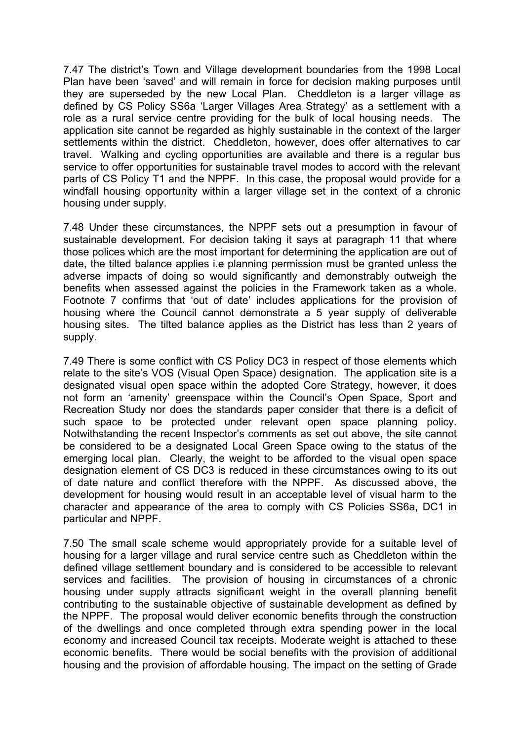7.47 The district's Town and Village development boundaries from the 1998 Local Plan have been 'saved' and will remain in force for decision making purposes until they are superseded by the new Local Plan. Cheddleton is a larger village as defined by CS Policy SS6a 'Larger Villages Area Strategy' as a settlement with a role as a rural service centre providing for the bulk of local housing needs. The application site cannot be regarded as highly sustainable in the context of the larger settlements within the district. Cheddleton, however, does offer alternatives to car travel. Walking and cycling opportunities are available and there is a regular bus service to offer opportunities for sustainable travel modes to accord with the relevant parts of CS Policy T1 and the NPPF. In this case, the proposal would provide for a windfall housing opportunity within a larger village set in the context of a chronic housing under supply.

7.48 Under these circumstances, the NPPF sets out a presumption in favour of sustainable development. For decision taking it says at paragraph 11 that where those polices which are the most important for determining the application are out of date, the tilted balance applies i.e planning permission must be granted unless the adverse impacts of doing so would significantly and demonstrably outweigh the benefits when assessed against the policies in the Framework taken as a whole. Footnote 7 confirms that 'out of date' includes applications for the provision of housing where the Council cannot demonstrate a 5 year supply of deliverable housing sites. The tilted balance applies as the District has less than 2 years of supply.

7.49 There is some conflict with CS Policy DC3 in respect of those elements which relate to the site's VOS (Visual Open Space) designation. The application site is a designated visual open space within the adopted Core Strategy, however, it does not form an 'amenity' greenspace within the Council's Open Space, Sport and Recreation Study nor does the standards paper consider that there is a deficit of such space to be protected under relevant open space planning policy. Notwithstanding the recent Inspector's comments as set out above, the site cannot be considered to be a designated Local Green Space owing to the status of the emerging local plan. Clearly, the weight to be afforded to the visual open space designation element of CS DC3 is reduced in these circumstances owing to its out of date nature and conflict therefore with the NPPF. As discussed above, the development for housing would result in an acceptable level of visual harm to the character and appearance of the area to comply with CS Policies SS6a, DC1 in particular and NPPF.

7.50 The small scale scheme would appropriately provide for a suitable level of housing for a larger village and rural service centre such as Cheddleton within the defined village settlement boundary and is considered to be accessible to relevant services and facilities. The provision of housing in circumstances of a chronic housing under supply attracts significant weight in the overall planning benefit contributing to the sustainable objective of sustainable development as defined by the NPPF. The proposal would deliver economic benefits through the construction of the dwellings and once completed through extra spending power in the local economy and increased Council tax receipts. Moderate weight is attached to these economic benefits. There would be social benefits with the provision of additional housing and the provision of affordable housing. The impact on the setting of Grade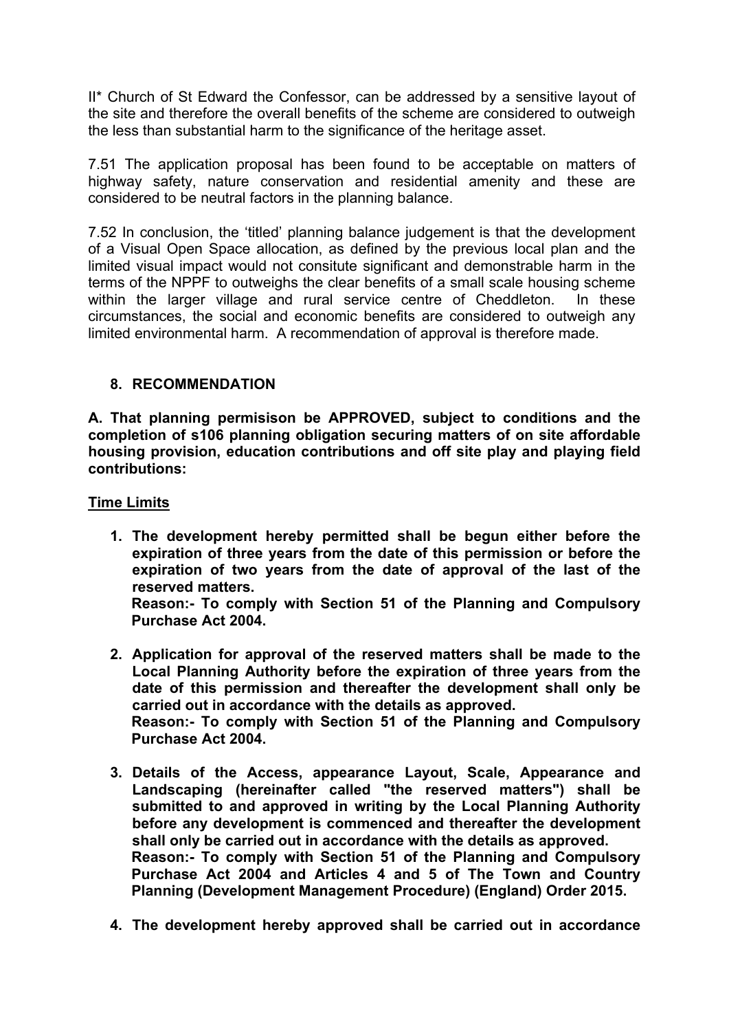II* Church of St Edward the Confessor, can be addressed by a sensitive layout of the site and therefore the overall benefits of the scheme are considered to outweigh the less than substantial harm to the significance of the heritage asset.

7.51 The application proposal has been found to be acceptable on matters of highway safety, nature conservation and residential amenity and these are considered to be neutral factors in the planning balance.

7.52 In conclusion, the 'titled' planning balance judgement is that the development of a Visual Open Space allocation, as defined by the previous local plan and the limited visual impact would not consitute significant and demonstrable harm in the terms of the NPPF to outweighs the clear benefits of a small scale housing scheme within the larger village and rural service centre of Cheddleton. In these circumstances, the social and economic benefits are considered to outweigh any limited environmental harm. A recommendation of approval is therefore made.

## 8. RECOMMENDATION

**A. That planning permisison be APPROVED, subject to conditions and the completion of s106 planning obligation securing matters of on site affordable housing provision, education contributions and off site play and playing field contributions:**

**Time Limits**

1. **The development hereby permitted shall be begun either before the expiration of three years from the date of this permission or before the expiration of two years from the date of approval of the last of the reserved matters.**
   **Reason:- To comply with Section 51 of the Planning and Compulsory Purchase Act 2004.**

2. **Application for approval of the reserved matters shall be made to the Local Planning Authority before the expiration of three years from the date of this permission and thereafter the development shall only be carried out in accordance with the details as approved.**
   **Reason:- To comply with Section 51 of the Planning and Compulsory Purchase Act 2004.**

3. **Details of the Access, appearance Layout, Scale, Appearance and Landscaping (hereinafter called "the reserved matters") shall be submitted to and approved in writing by the Local Planning Authority before any development is commenced and thereafter the development shall only be carried out in accordance with the details as approved.**
   **Reason:- To comply with Section 51 of the Planning and Compulsory Purchase Act 2004 and Articles 4 and 5 of The Town and Country Planning (Development Management Procedure) (England) Order 2015.**

4. **The development hereby approved shall be carried out in accordance**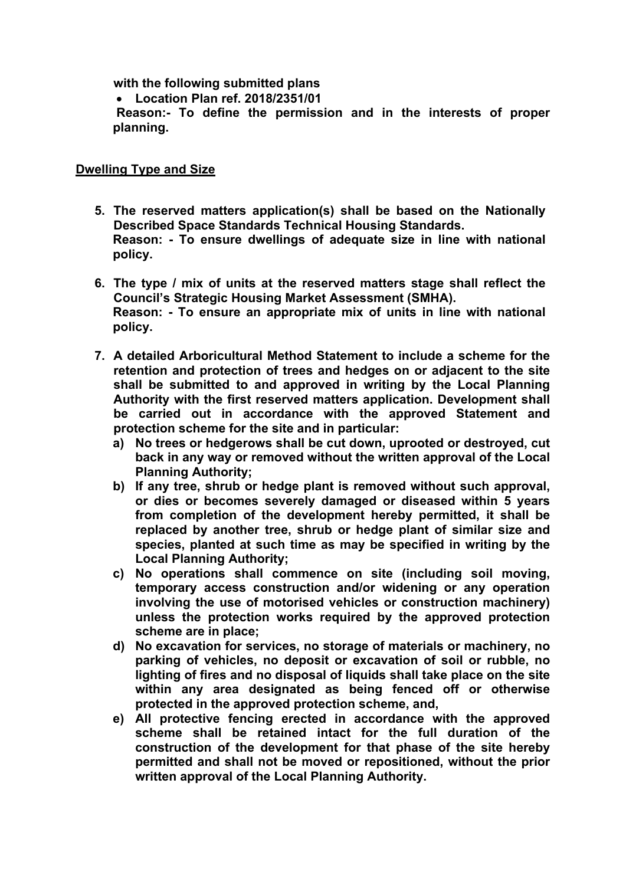**with the following submitted plans**

- **Location Plan ref. 2018/2351/01**

**Reason:- To define the permission and in the interests of proper planning.**

## Dwelling Type and Size

5. **The reserved matters application(s) shall be based on the Nationally Described Space Standards Technical Housing Standards.**
   **Reason: - To ensure dwellings of adequate size in line with national policy.**

6. **The type / mix of units at the reserved matters stage shall reflect the Council's Strategic Housing Market Assessment (SMHA).**
   **Reason: - To ensure an appropriate mix of units in line with national policy.**

7. **A detailed Arboricultural Method Statement to include a scheme for the retention and protection of trees and hedges on or adjacent to the site shall be submitted to and approved in writing by the Local Planning Authority with the first reserved matters application. Development shall be carried out in accordance with the approved Statement and protection scheme for the site and in particular:**
   a) **No trees or hedgerows shall be cut down, uprooted or destroyed, cut back in any way or removed without the written approval of the Local Planning Authority;**
   b) **If any tree, shrub or hedge plant is removed without such approval, or dies or becomes severely damaged or diseased within 5 years from completion of the development hereby permitted, it shall be replaced by another tree, shrub or hedge plant of similar size and species, planted at such time as may be specified in writing by the Local Planning Authority;**
   c) **No operations shall commence on site (including soil moving, temporary access construction and/or widening or any operation involving the use of motorised vehicles or construction machinery) unless the protection works required by the approved protection scheme are in place;**
   d) **No excavation for services, no storage of materials or machinery, no parking of vehicles, no deposit or excavation of soil or rubble, no lighting of fires and no disposal of liquids shall take place on the site within any area designated as being fenced off or otherwise protected in the approved protection scheme, and,**
   e) **All protective fencing erected in accordance with the approved scheme shall be retained intact for the full duration of the construction of the development for that phase of the site hereby permitted and shall not be moved or repositioned, without the prior written approval of the Local Planning Authority.**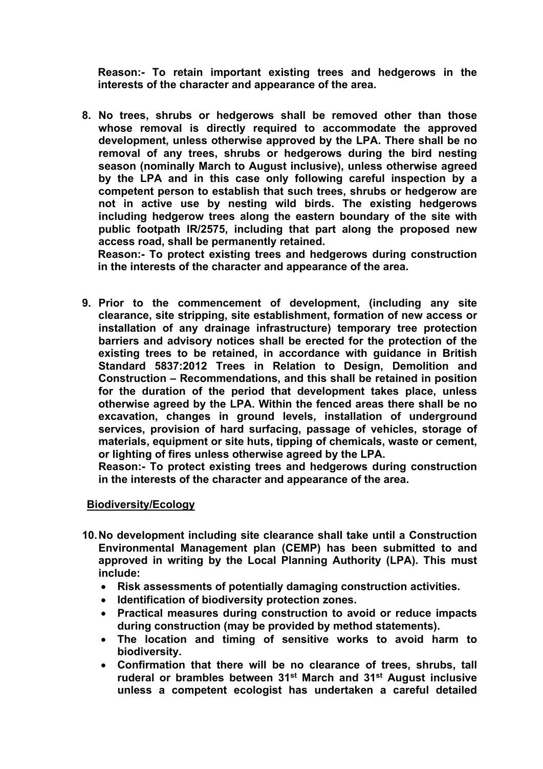**Reason:- To retain important existing trees and hedgerows in the interests of the character and appearance of the area.**

8. **No trees, shrubs or hedgerows shall be removed other than those whose removal is directly required to accommodate the approved development, unless otherwise approved by the LPA. There shall be no removal of any trees, shrubs or hedgerows during the bird nesting season (nominally March to August inclusive), unless otherwise agreed by the LPA and in this case only following careful inspection by a competent person to establish that such trees, shrubs or hedgerow are not in active use by nesting wild birds. The existing hedgerows including hedgerow trees along the eastern boundary of the site with public footpath IR/2575, including that part along the proposed new access road, shall be permanently retained.**
   **Reason:- To protect existing trees and hedgerows during construction in the interests of the character and appearance of the area.**

9. **Prior to the commencement of development, (including any site clearance, site stripping, site establishment, formation of new access or installation of any drainage infrastructure) temporary tree protection barriers and advisory notices shall be erected for the protection of the existing trees to be retained, in accordance with guidance in British Standard 5837:2012 Trees in Relation to Design, Demolition and Construction – Recommendations, and this shall be retained in position for the duration of the period that development takes place, unless otherwise agreed by the LPA. Within the fenced areas there shall be no excavation, changes in ground levels, installation of underground services, provision of hard surfacing, passage of vehicles, storage of materials, equipment or site huts, tipping of chemicals, waste or cement, or lighting of fires unless otherwise agreed by the LPA.**
   **Reason:- To protect existing trees and hedgerows during construction in the interests of the character and appearance of the area.**

**Biodiversity/Ecology**

10. **No development including site clearance shall take until a Construction Environmental Management plan (CEMP) has been submitted to and approved in writing by the Local Planning Authority (LPA). This must include:**
    - **Risk assessments of potentially damaging construction activities.**
    - **Identification of biodiversity protection zones.**
    - **Practical measures during construction to avoid or reduce impacts during construction (may be provided by method statements).**
    - **The location and timing of sensitive works to avoid harm to biodiversity.**
    - **Confirmation that there will be no clearance of trees, shrubs, tall ruderal or brambles between 31st March and 31st August inclusive unless a competent ecologist has undertaken a careful detailed**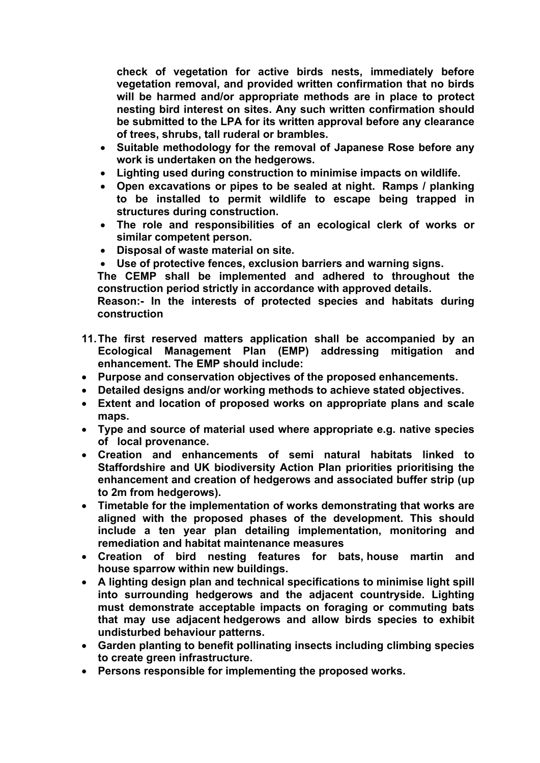**check of vegetation for active birds nests, immediately before vegetation removal, and provided written confirmation that no birds will be harmed and/or appropriate methods are in place to protect nesting bird interest on sites. Any such written confirmation should be submitted to the LPA for its written approval before any clearance of trees, shrubs, tall ruderal or brambles.**

- **Suitable methodology for the removal of Japanese Rose before any work is undertaken on the hedgerows.**
- **Lighting used during construction to minimise impacts on wildlife.**
- **Open excavations or pipes to be sealed at night. Ramps / planking to be installed to permit wildlife to escape being trapped in structures during construction.**
- **The role and responsibilities of an ecological clerk of works or similar competent person.**
- **Disposal of waste material on site.**
- **Use of protective fences, exclusion barriers and warning signs.**

**The CEMP shall be implemented and adhered to throughout the construction period strictly in accordance with approved details.**
**Reason:- In the interests of protected species and habitats during construction**

11. **The first reserved matters application shall be accompanied by an Ecological Management Plan (EMP) addressing mitigation and enhancement. The EMP should include:**

- **Purpose and conservation objectives of the proposed enhancements.**
- **Detailed designs and/or working methods to achieve stated objectives.**
- **Extent and location of proposed works on appropriate plans and scale maps.**
- **Type and source of material used where appropriate e.g. native species of local provenance.**
- **Creation and enhancements of semi natural habitats linked to Staffordshire and UK biodiversity Action Plan priorities prioritising the enhancement and creation of hedgerows and associated buffer strip (up to 2m from hedgerows).**
- **Timetable for the implementation of works demonstrating that works are aligned with the proposed phases of the development. This should include a ten year plan detailing implementation, monitoring and remediation and habitat maintenance measures**
- **Creation of bird nesting features for bats, house martin and house sparrow within new buildings.**
- **A lighting design plan and technical specifications to minimise light spill into surrounding hedgerows and the adjacent countryside. Lighting must demonstrate acceptable impacts on foraging or commuting bats that may use adjacent hedgerows and allow birds species to exhibit undisturbed behaviour patterns.**
- **Garden planting to benefit pollinating insects including climbing species to create green infrastructure.**
- **Persons responsible for implementing the proposed works.**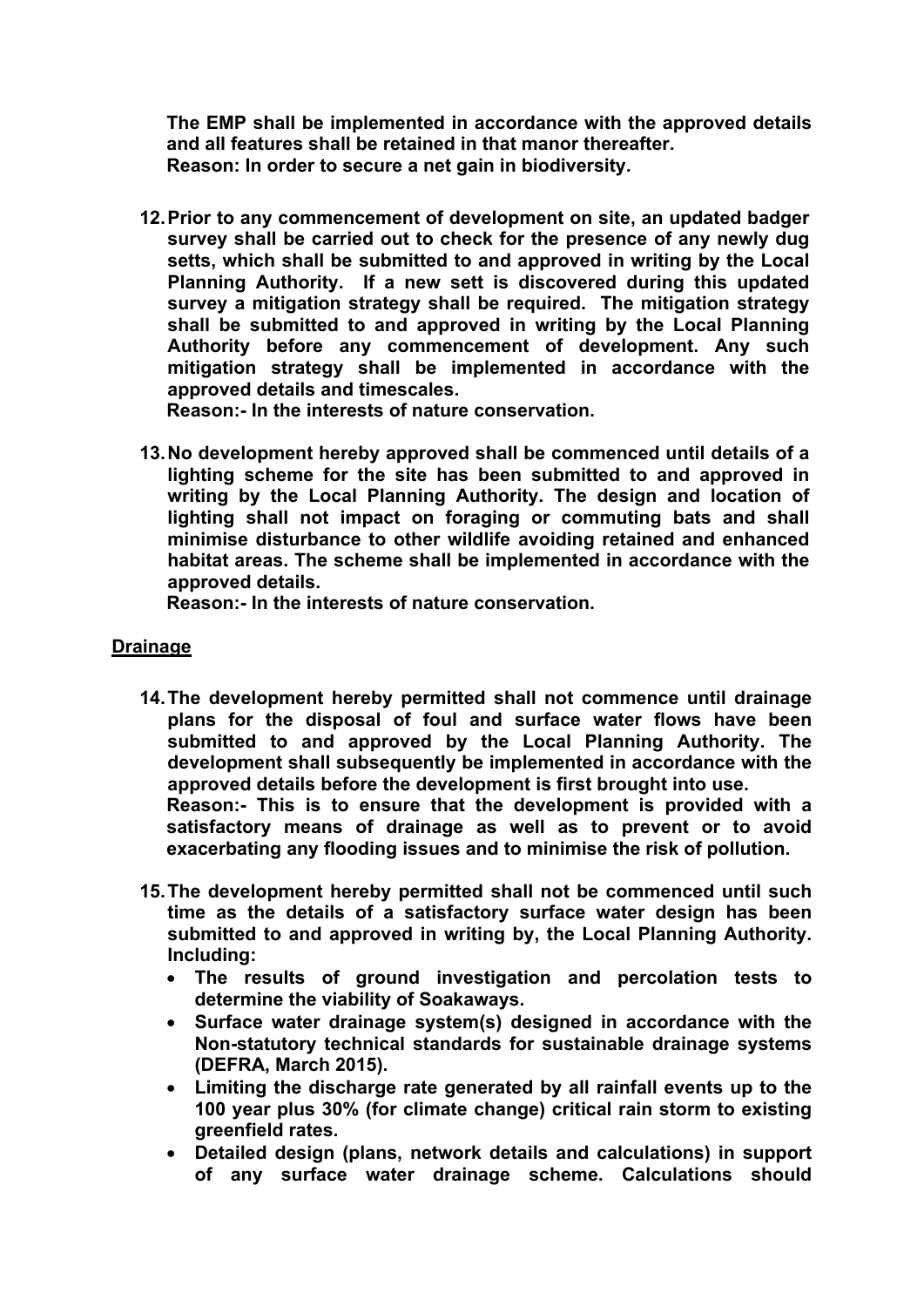**The EMP shall be implemented in accordance with the approved details and all features shall be retained in that manor thereafter.**
**Reason: In order to secure a net gain in biodiversity.**

12. **Prior to any commencement of development on site, an updated badger survey shall be carried out to check for the presence of any newly dug setts, which shall be submitted to and approved in writing by the Local Planning Authority. If a new sett is discovered during this updated survey a mitigation strategy shall be required. The mitigation strategy shall be submitted to and approved in writing by the Local Planning Authority before any commencement of development. Any such mitigation strategy shall be implemented in accordance with the approved details and timescales.**
    **Reason:- In the interests of nature conservation.**

13. **No development hereby approved shall be commenced until details of a lighting scheme for the site has been submitted to and approved in writing by the Local Planning Authority. The design and location of lighting shall not impact on foraging or commuting bats and shall minimise disturbance to other wildlife avoiding retained and enhanced habitat areas. The scheme shall be implemented in accordance with the approved details.**
    **Reason:- In the interests of nature conservation.**

## Drainage

14. **The development hereby permitted shall not commence until drainage plans for the disposal of foul and surface water flows have been submitted to and approved by the Local Planning Authority. The development shall subsequently be implemented in accordance with the approved details before the development is first brought into use.**
    **Reason:- This is to ensure that the development is provided with a satisfactory means of drainage as well as to prevent or to avoid exacerbating any flooding issues and to minimise the risk of pollution.**

15. **The development hereby permitted shall not be commenced until such time as the details of a satisfactory surface water design has been submitted to and approved in writing by, the Local Planning Authority. Including:**
    - **The results of ground investigation and percolation tests to determine the viability of Soakaways.**
    - **Surface water drainage system(s) designed in accordance with the Non-statutory technical standards for sustainable drainage systems (DEFRA, March 2015).**
    - **Limiting the discharge rate generated by all rainfall events up to the 100 year plus 30% (for climate change) critical rain storm to existing greenfield rates.**
    - **Detailed design (plans, network details and calculations) in support of any surface water drainage scheme. Calculations should**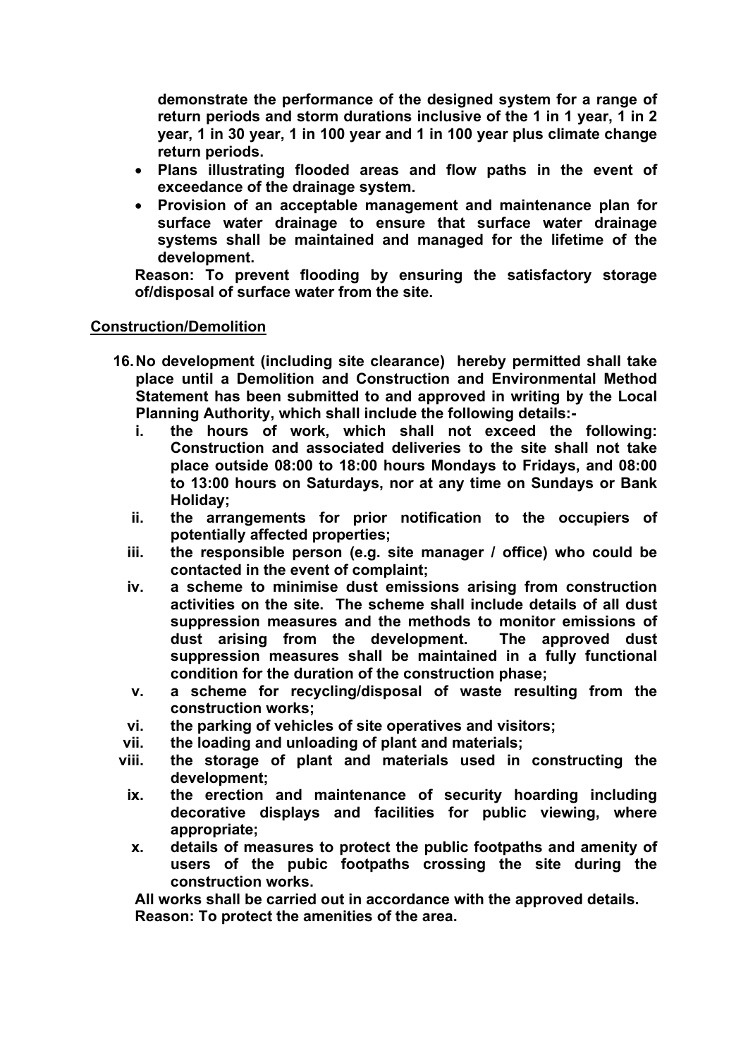**demonstrate the performance of the designed system for a range of return periods and storm durations inclusive of the 1 in 1 year, 1 in 2 year, 1 in 30 year, 1 in 100 year and 1 in 100 year plus climate change return periods.**

- **Plans illustrating flooded areas and flow paths in the event of exceedance of the drainage system.**
- **Provision of an acceptable management and maintenance plan for surface water drainage to ensure that surface water drainage systems shall be maintained and managed for the lifetime of the development.**

**Reason: To prevent flooding by ensuring the satisfactory storage of/disposal of surface water from the site.**

**Construction/Demolition**

16. **No development (including site clearance) hereby permitted shall take place until a Demolition and Construction and Environmental Method Statement has been submitted to and approved in writing by the Local Planning Authority, which shall include the following details:-**
    i. **the hours of work, which shall not exceed the following: Construction and associated deliveries to the site shall not take place outside 08:00 to 18:00 hours Mondays to Fridays, and 08:00 to 13:00 hours on Saturdays, nor at any time on Sundays or Bank Holiday;**
    ii. **the arrangements for prior notification to the occupiers of potentially affected properties;**
    iii. **the responsible person (e.g. site manager / office) who could be contacted in the event of complaint;**
    iv. **a scheme to minimise dust emissions arising from construction activities on the site. The scheme shall include details of all dust suppression measures and the methods to monitor emissions of dust arising from the development. The approved dust suppression measures shall be maintained in a fully functional condition for the duration of the construction phase;**
    v. **a scheme for recycling/disposal of waste resulting from the construction works;**
    vi. **the parking of vehicles of site operatives and visitors;**
    vii. **the loading and unloading of plant and materials;**
    viii. **the storage of plant and materials used in constructing the development;**
    ix. **the erection and maintenance of security hoarding including decorative displays and facilities for public viewing, where appropriate;**
    x. **details of measures to protect the public footpaths and amenity of users of the pubic footpaths crossing the site during the construction works.**

    **All works shall be carried out in accordance with the approved details.**
    **Reason: To protect the amenities of the area.**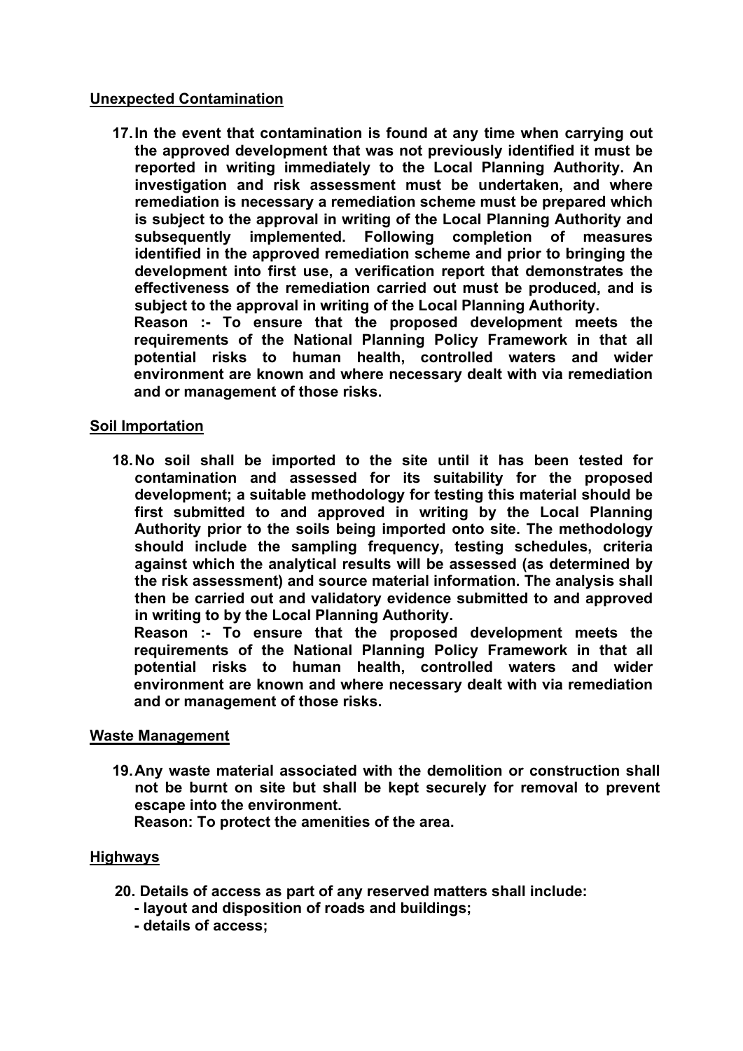**Unexpected Contamination**

**17. In the event that contamination is found at any time when carrying out the approved development that was not previously identified it must be reported in writing immediately to the Local Planning Authority. An investigation and risk assessment must be undertaken, and where remediation is necessary a remediation scheme must be prepared which is subject to the approval in writing of the Local Planning Authority and subsequently implemented. Following completion of measures identified in the approved remediation scheme and prior to bringing the development into first use, a verification report that demonstrates the effectiveness of the remediation carried out must be produced, and is subject to the approval in writing of the Local Planning Authority.**
**Reason :- To ensure that the proposed development meets the requirements of the National Planning Policy Framework in that all potential risks to human health, controlled waters and wider environment are known and where necessary dealt with via remediation and or management of those risks.**

**Soil Importation**

**18. No soil shall be imported to the site until it has been tested for contamination and assessed for its suitability for the proposed development; a suitable methodology for testing this material should be first submitted to and approved in writing by the Local Planning Authority prior to the soils being imported onto site. The methodology should include the sampling frequency, testing schedules, criteria against which the analytical results will be assessed (as determined by the risk assessment) and source material information. The analysis shall then be carried out and validatory evidence submitted to and approved in writing to by the Local Planning Authority.**
**Reason :- To ensure that the proposed development meets the requirements of the National Planning Policy Framework in that all potential risks to human health, controlled waters and wider environment are known and where necessary dealt with via remediation and or management of those risks.**

**Waste Management**

**19. Any waste material associated with the demolition or construction shall not be burnt on site but shall be kept securely for removal to prevent escape into the environment.**
**Reason: To protect the amenities of the area.**

**Highways**

**20. Details of access as part of any reserved matters shall include:**
**- layout and disposition of roads and buildings;**
**- details of access;**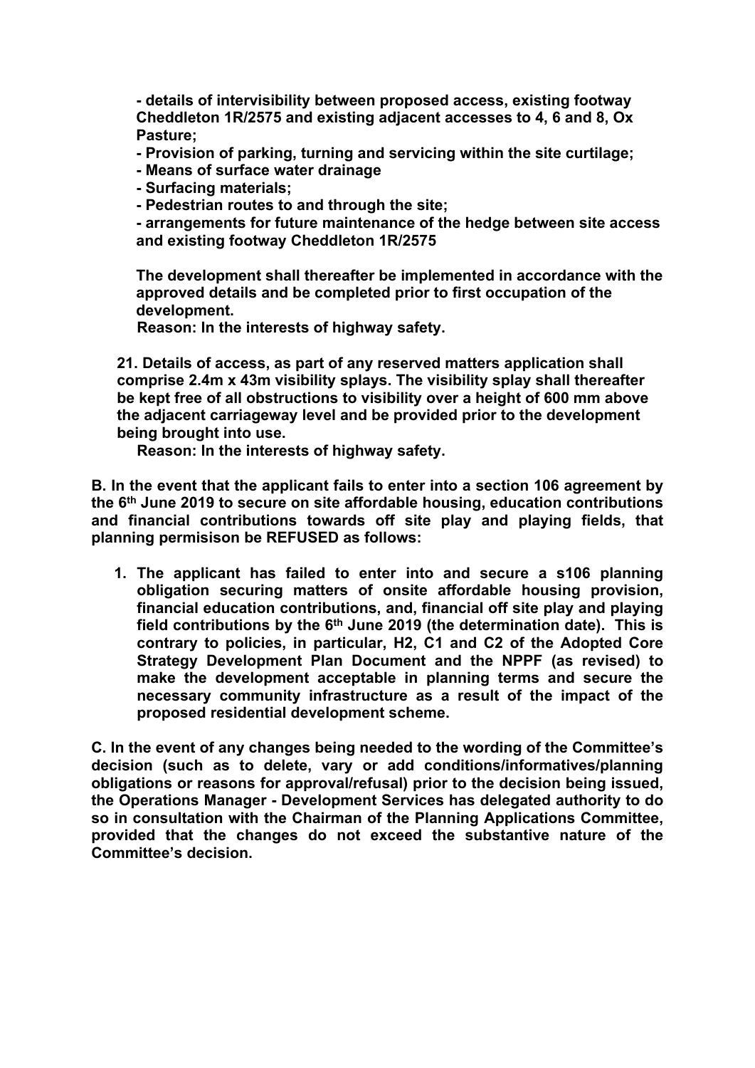**- details of intervisibility between proposed access, existing footway Cheddleton 1R/2575 and existing adjacent accesses to 4, 6 and 8, Ox Pasture;**

**- Provision of parking, turning and servicing within the site curtilage;**

**- Means of surface water drainage**

**- Surfacing materials;**

**- Pedestrian routes to and through the site;**

**- arrangements for future maintenance of the hedge between site access and existing footway Cheddleton 1R/2575**

**The development shall thereafter be implemented in accordance with the approved details and be completed prior to first occupation of the development.**

**Reason: In the interests of highway safety.**

**21. Details of access, as part of any reserved matters application shall comprise 2.4m x 43m visibility splays. The visibility splay shall thereafter be kept free of all obstructions to visibility over a height of 600 mm above the adjacent carriageway level and be provided prior to the development being brought into use.**

**Reason: In the interests of highway safety.**

**B. In the event that the applicant fails to enter into a section 106 agreement by the 6th June 2019 to secure on site affordable housing, education contributions and financial contributions towards off site play and playing fields, that planning permisison be REFUSED as follows:**

1. **The applicant has failed to enter into and secure a s106 planning obligation securing matters of onsite affordable housing provision, financial education contributions, and, financial off site play and playing field contributions by the 6th June 2019 (the determination date). This is contrary to policies, in particular, H2, C1 and C2 of the Adopted Core Strategy Development Plan Document and the NPPF (as revised) to make the development acceptable in planning terms and secure the necessary community infrastructure as a result of the impact of the proposed residential development scheme.**

**C. In the event of any changes being needed to the wording of the Committee's decision (such as to delete, vary or add conditions/informatives/planning obligations or reasons for approval/refusal) prior to the decision being issued, the Operations Manager - Development Services has delegated authority to do so in consultation with the Chairman of the Planning Applications Committee, provided that the changes do not exceed the substantive nature of the Committee's decision.**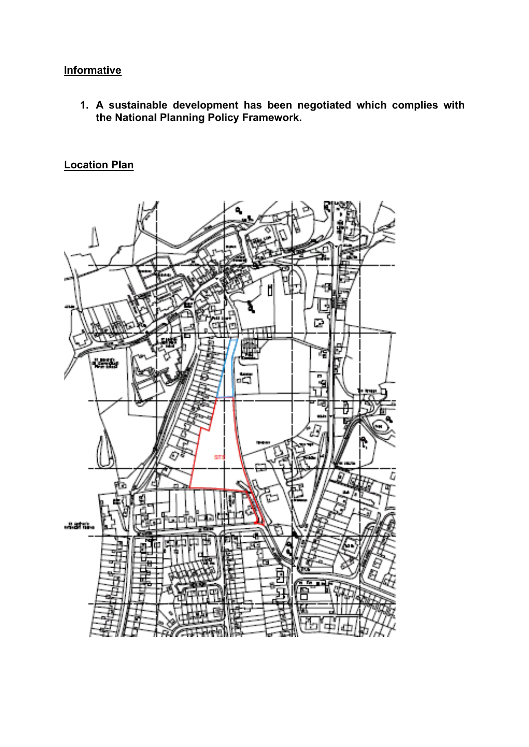## Informative

1. **A sustainable development has been negotiated which complies with the National Planning Policy Framework.**

## Location Plan